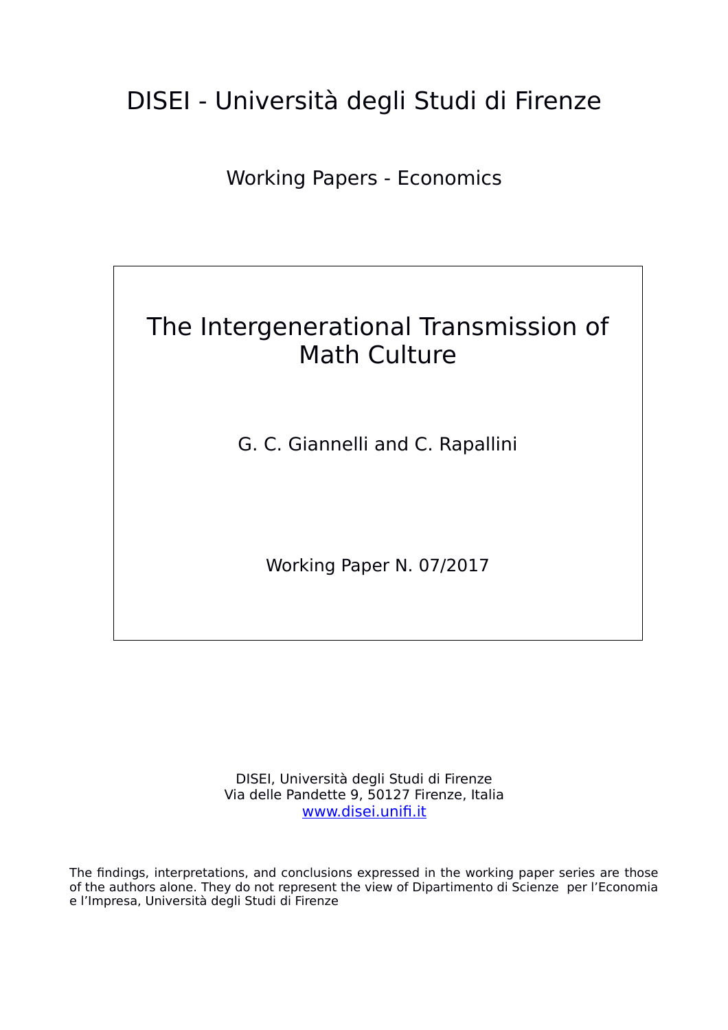# DISEI - Università degli Studi di Firenze

Working Papers - Economics

## The Intergenerational Transmission of Math Culture

G. C. Giannelli and C. Rapallini

Working Paper N. 07/2017

DISEI, Università degli Studi di Firenze
Via delle Pandette 9, 50127 Firenze, Italia
[www.disei.unifi.it](http://www.disei.unifi.it)

The findings, interpretations, and conclusions expressed in the working paper series are those of the authors alone. They do not represent the view of Dipartimento di Scienze per l'Economia e l'Impresa, Università degli Studi di Firenze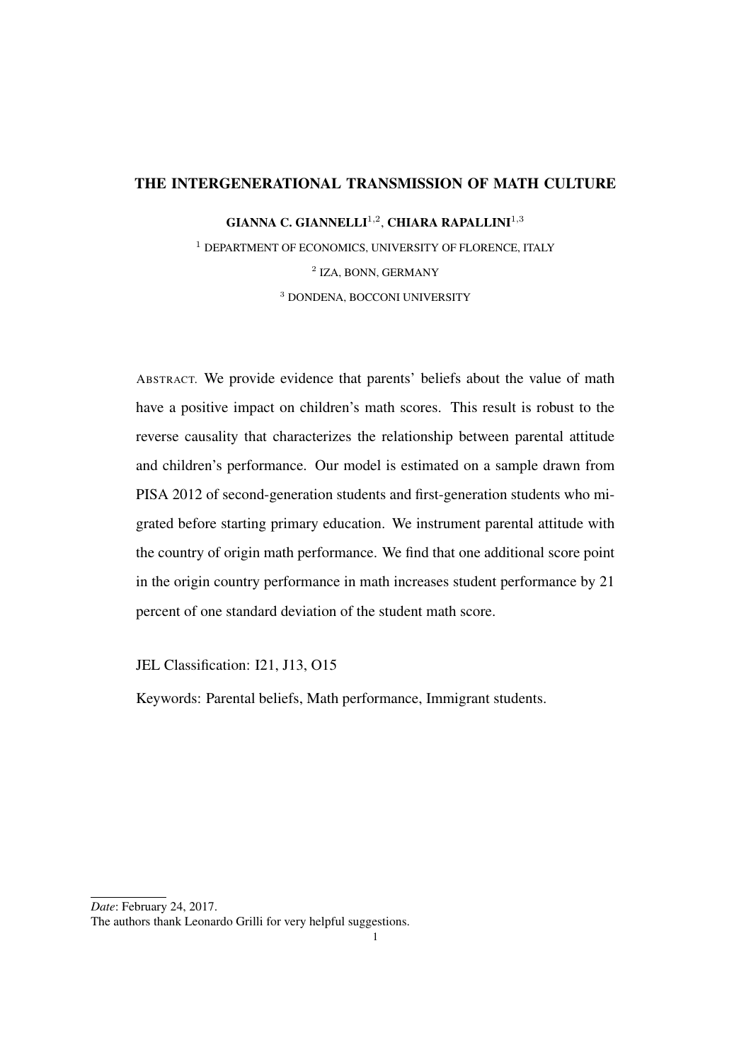# THE INTERGENERATIONAL TRANSMISSION OF MATH CULTURE

**GIANNA C. GIANNELLI**[1,2], **CHIARA RAPALLINI**[1,3]

[1] DEPARTMENT OF ECONOMICS, UNIVERSITY OF FLORENCE, ITALY

[2] IZA, BONN, GERMANY

[3] DONDENA, BOCCONI UNIVERSITY

ABSTRACT. We provide evidence that parents' beliefs about the value of math have a positive impact on children's math scores. This result is robust to the reverse causality that characterizes the relationship between parental attitude and children's performance. Our model is estimated on a sample drawn from PISA 2012 of second-generation students and first-generation students who migrated before starting primary education. We instrument parental attitude with the country of origin math performance. We find that one additional score point in the origin country performance in math increases student performance by 21 percent of one standard deviation of the student math score.

JEL Classification: I21, J13, O15

Keywords: Parental beliefs, Math performance, Immigrant students.

---

*Date*: February 24, 2017.

The authors thank Leonardo Grilli for very helpful suggestions.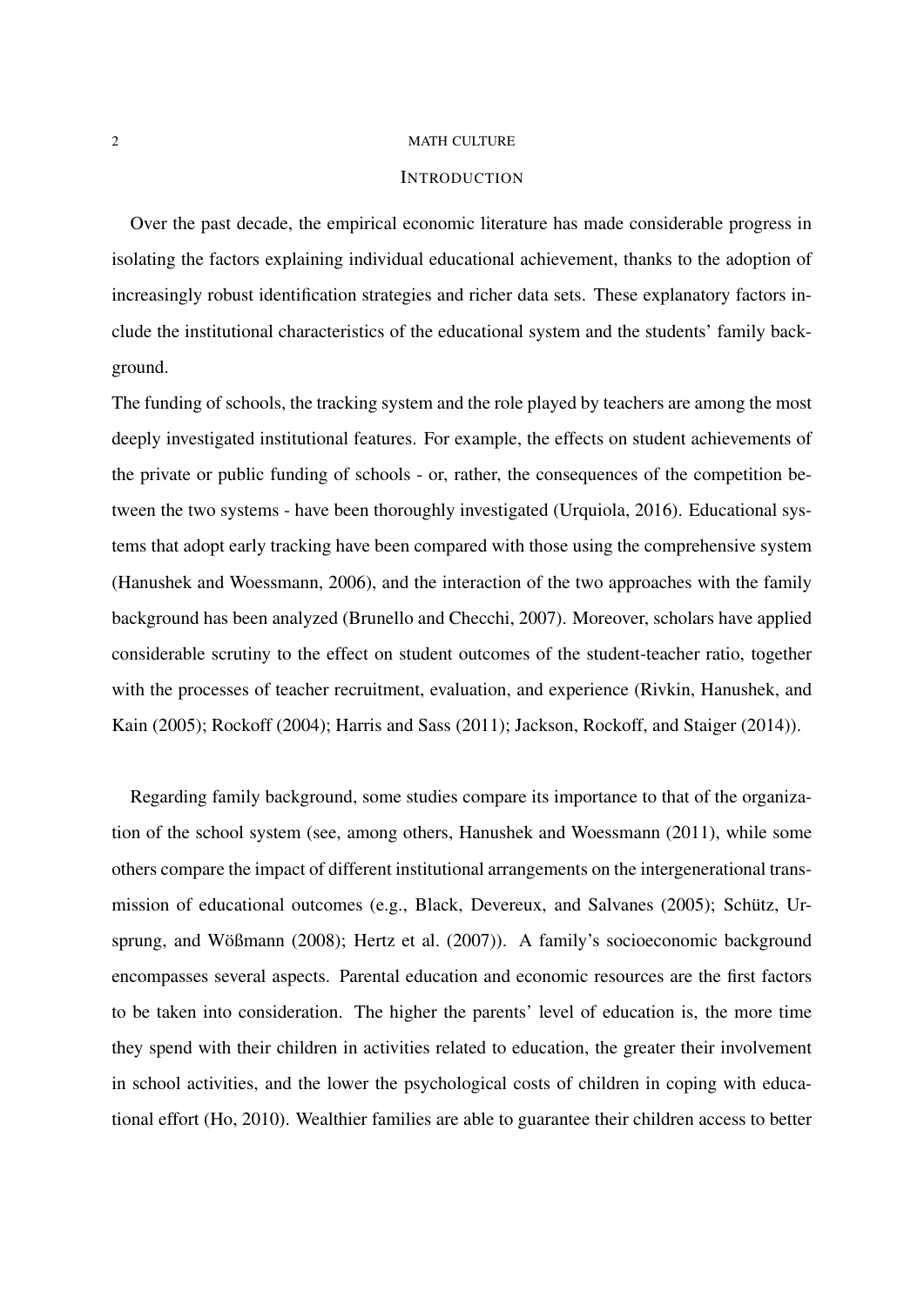## Introduction

Over the past decade, the empirical economic literature has made considerable progress in isolating the factors explaining individual educational achievement, thanks to the adoption of increasingly robust identification strategies and richer data sets. These explanatory factors include the institutional characteristics of the educational system and the students' family background.

The funding of schools, the tracking system and the role played by teachers are among the most deeply investigated institutional features. For example, the effects on student achievements of the private or public funding of schools - or, rather, the consequences of the competition between the two systems - have been thoroughly investigated (Urquiola, 2016). Educational systems that adopt early tracking have been compared with those using the comprehensive system (Hanushek and Woessmann, 2006), and the interaction of the two approaches with the family background has been analyzed (Brunello and Checchi, 2007). Moreover, scholars have applied considerable scrutiny to the effect on student outcomes of the student-teacher ratio, together with the processes of teacher recruitment, evaluation, and experience (Rivkin, Hanushek, and Kain (2005); Rockoff (2004); Harris and Sass (2011); Jackson, Rockoff, and Staiger (2014)).

Regarding family background, some studies compare its importance to that of the organization of the school system (see, among others, Hanushek and Woessmann (2011), while some others compare the impact of different institutional arrangements on the intergenerational transmission of educational outcomes (e.g., Black, Devereux, and Salvanes (2005); Schütz, Ursprung, and Wößmann (2008); Hertz et al. (2007)). A family's socioeconomic background encompasses several aspects. Parental education and economic resources are the first factors to be taken into consideration. The higher the parents' level of education is, the more time they spend with their children in activities related to education, the greater their involvement in school activities, and the lower the psychological costs of children in coping with educational effort (Ho, 2010). Wealthier families are able to guarantee their children access to better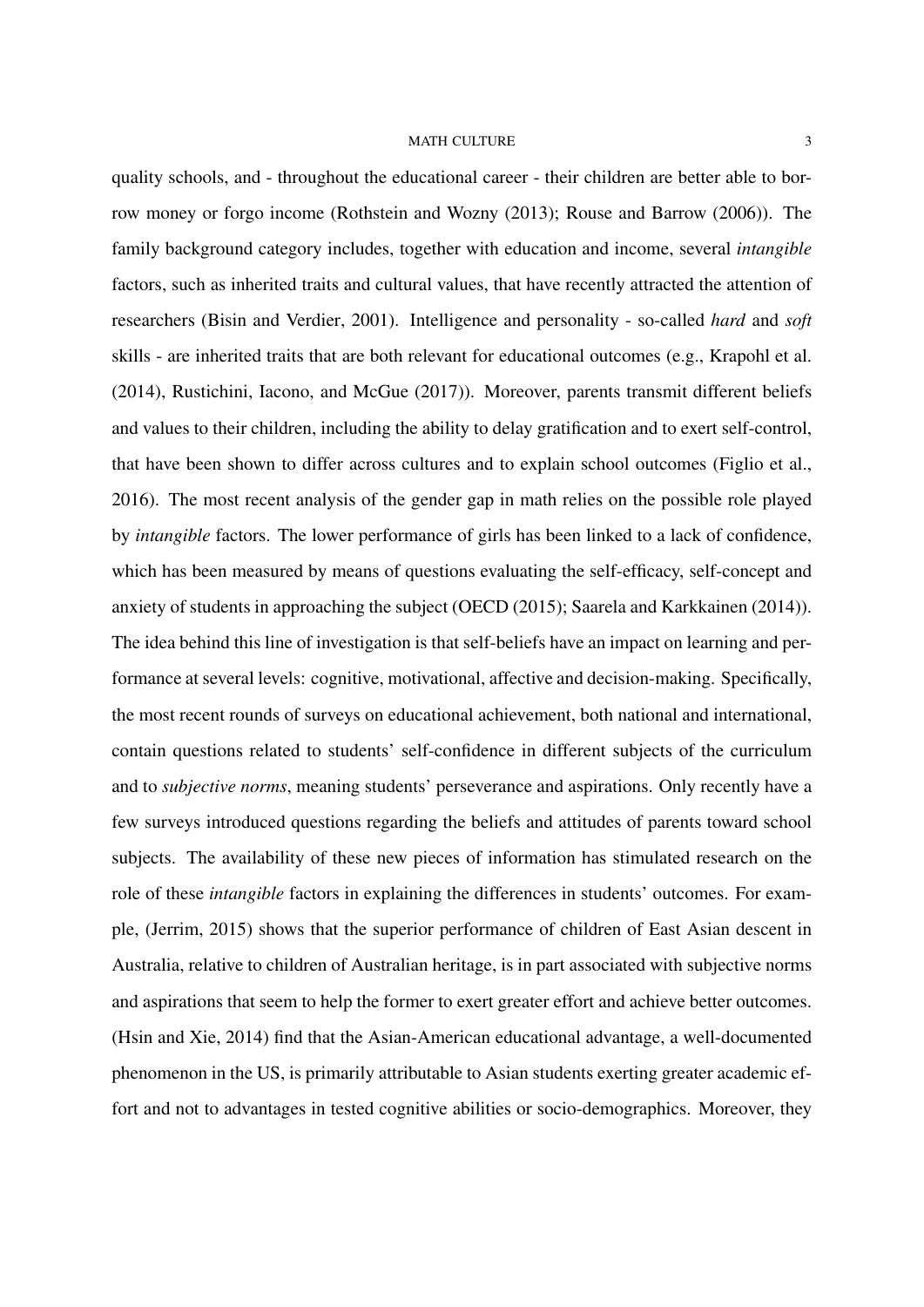quality schools, and - throughout the educational career - their children are better able to borrow money or forgo income (Rothstein and Wozny (2013); Rouse and Barrow (2006)). The family background category includes, together with education and income, several *intangible* factors, such as inherited traits and cultural values, that have recently attracted the attention of researchers (Bisin and Verdier, 2001). Intelligence and personality - so-called *hard* and *soft* skills - are inherited traits that are both relevant for educational outcomes (e.g., Krapohl et al. (2014), Rustichini, Iacono, and McGue (2017)). Moreover, parents transmit different beliefs and values to their children, including the ability to delay gratification and to exert self-control, that have been shown to differ across cultures and to explain school outcomes (Figlio et al., 2016). The most recent analysis of the gender gap in math relies on the possible role played by *intangible* factors. The lower performance of girls has been linked to a lack of confidence, which has been measured by means of questions evaluating the self-efficacy, self-concept and anxiety of students in approaching the subject (OECD (2015); Saarela and Karkkainen (2014)). The idea behind this line of investigation is that self-beliefs have an impact on learning and performance at several levels: cognitive, motivational, affective and decision-making. Specifically, the most recent rounds of surveys on educational achievement, both national and international, contain questions related to students' self-confidence in different subjects of the curriculum and to *subjective norms*, meaning students' perseverance and aspirations. Only recently have a few surveys introduced questions regarding the beliefs and attitudes of parents toward school subjects. The availability of these new pieces of information has stimulated research on the role of these *intangible* factors in explaining the differences in students' outcomes. For example, (Jerrim, 2015) shows that the superior performance of children of East Asian descent in Australia, relative to children of Australian heritage, is in part associated with subjective norms and aspirations that seem to help the former to exert greater effort and achieve better outcomes. (Hsin and Xie, 2014) find that the Asian-American educational advantage, a well-documented phenomenon in the US, is primarily attributable to Asian students exerting greater academic effort and not to advantages in tested cognitive abilities or socio-demographics. Moreover, they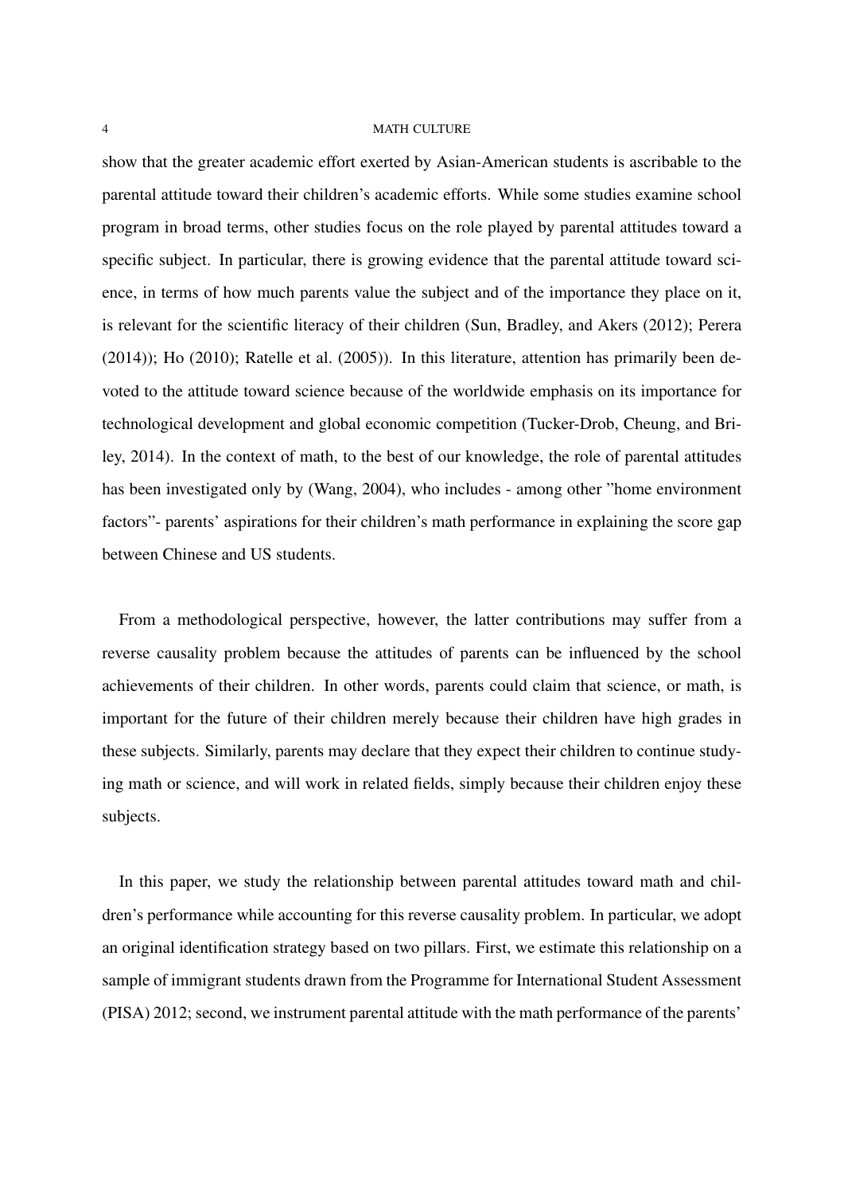show that the greater academic effort exerted by Asian-American students is ascribable to the parental attitude toward their children's academic efforts. While some studies examine school program in broad terms, other studies focus on the role played by parental attitudes toward a specific subject. In particular, there is growing evidence that the parental attitude toward science, in terms of how much parents value the subject and of the importance they place on it, is relevant for the scientific literacy of their children (Sun, Bradley, and Akers (2012); Perera (2014)); Ho (2010); Ratelle et al. (2005)). In this literature, attention has primarily been devoted to the attitude toward science because of the worldwide emphasis on its importance for technological development and global economic competition (Tucker-Drob, Cheung, and Briley, 2014). In the context of math, to the best of our knowledge, the role of parental attitudes has been investigated only by (Wang, 2004), who includes - among other "home environment factors"- parents' aspirations for their children's math performance in explaining the score gap between Chinese and US students.

From a methodological perspective, however, the latter contributions may suffer from a reverse causality problem because the attitudes of parents can be influenced by the school achievements of their children. In other words, parents could claim that science, or math, is important for the future of their children merely because their children have high grades in these subjects. Similarly, parents may declare that they expect their children to continue studying math or science, and will work in related fields, simply because their children enjoy these subjects.

In this paper, we study the relationship between parental attitudes toward math and children's performance while accounting for this reverse causality problem. In particular, we adopt an original identification strategy based on two pillars. First, we estimate this relationship on a sample of immigrant students drawn from the Programme for International Student Assessment (PISA) 2012; second, we instrument parental attitude with the math performance of the parents'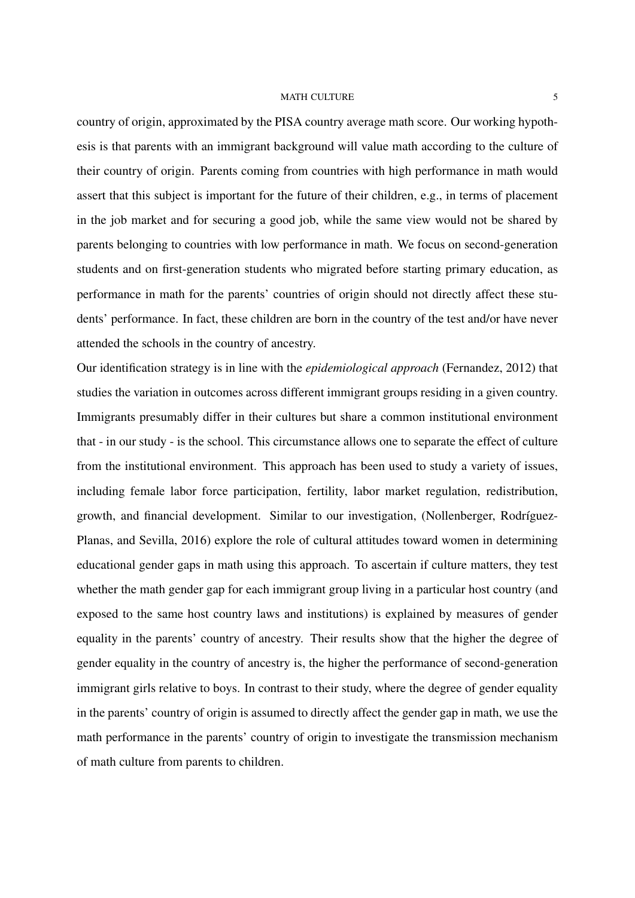country of origin, approximated by the PISA country average math score. Our working hypothesis is that parents with an immigrant background will value math according to the culture of their country of origin. Parents coming from countries with high performance in math would assert that this subject is important for the future of their children, e.g., in terms of placement in the job market and for securing a good job, while the same view would not be shared by parents belonging to countries with low performance in math. We focus on second-generation students and on first-generation students who migrated before starting primary education, as performance in math for the parents' countries of origin should not directly affect these students' performance. In fact, these children are born in the country of the test and/or have never attended the schools in the country of ancestry.

Our identification strategy is in line with the *epidemiological approach* (Fernandez, 2012) that studies the variation in outcomes across different immigrant groups residing in a given country. Immigrants presumably differ in their cultures but share a common institutional environment that - in our study - is the school. This circumstance allows one to separate the effect of culture from the institutional environment. This approach has been used to study a variety of issues, including female labor force participation, fertility, labor market regulation, redistribution, growth, and financial development. Similar to our investigation, (Nollenberger, Rodríguez-Planas, and Sevilla, 2016) explore the role of cultural attitudes toward women in determining educational gender gaps in math using this approach. To ascertain if culture matters, they test whether the math gender gap for each immigrant group living in a particular host country (and exposed to the same host country laws and institutions) is explained by measures of gender equality in the parents' country of ancestry. Their results show that the higher the degree of gender equality in the country of ancestry is, the higher the performance of second-generation immigrant girls relative to boys. In contrast to their study, where the degree of gender equality in the parents' country of origin is assumed to directly affect the gender gap in math, we use the math performance in the parents' country of origin to investigate the transmission mechanism of math culture from parents to children.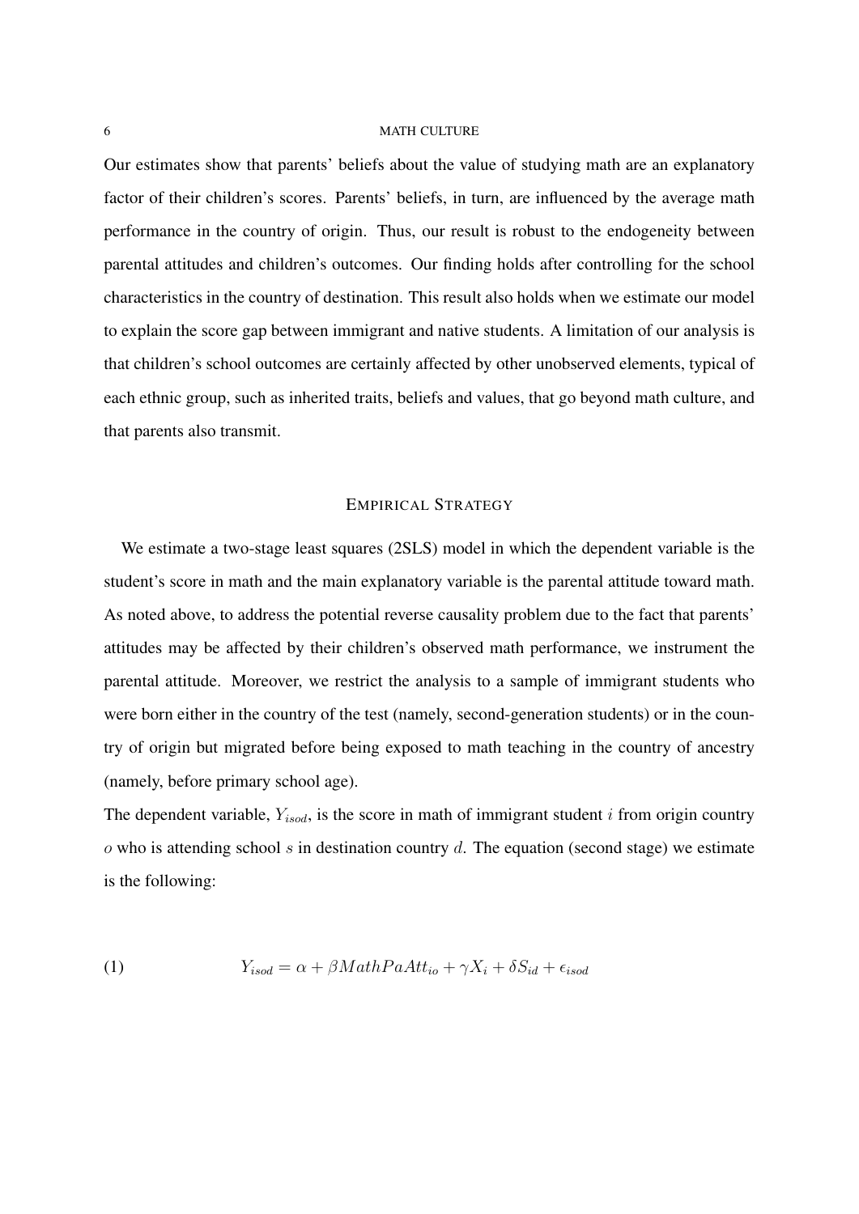Our estimates show that parents' beliefs about the value of studying math are an explanatory factor of their children's scores. Parents' beliefs, in turn, are influenced by the average math performance in the country of origin. Thus, our result is robust to the endogeneity between parental attitudes and children's outcomes. Our finding holds after controlling for the school characteristics in the country of destination. This result also holds when we estimate our model to explain the score gap between immigrant and native students. A limitation of our analysis is that children's school outcomes are certainly affected by other unobserved elements, typical of each ethnic group, such as inherited traits, beliefs and values, that go beyond math culture, and that parents also transmit.

## EMPIRICAL STRATEGY

We estimate a two-stage least squares (2SLS) model in which the dependent variable is the student's score in math and the main explanatory variable is the parental attitude toward math. As noted above, to address the potential reverse causality problem due to the fact that parents' attitudes may be affected by their children's observed math performance, we instrument the parental attitude. Moreover, we restrict the analysis to a sample of immigrant students who were born either in the country of the test (namely, second-generation students) or in the country of origin but migrated before being exposed to math teaching in the country of ancestry (namely, before primary school age).

The dependent variable, $Y_{isod}$, is the score in math of immigrant student $i$ from origin country $o$ who is attending school $s$ in destination country $d$. The equation (second stage) we estimate is the following:

$$Y_{isod} = \alpha + \beta MathPaAtt_{io} + \gamma X_i + \delta S_{id} + \epsilon_{isod} \tag{1}$$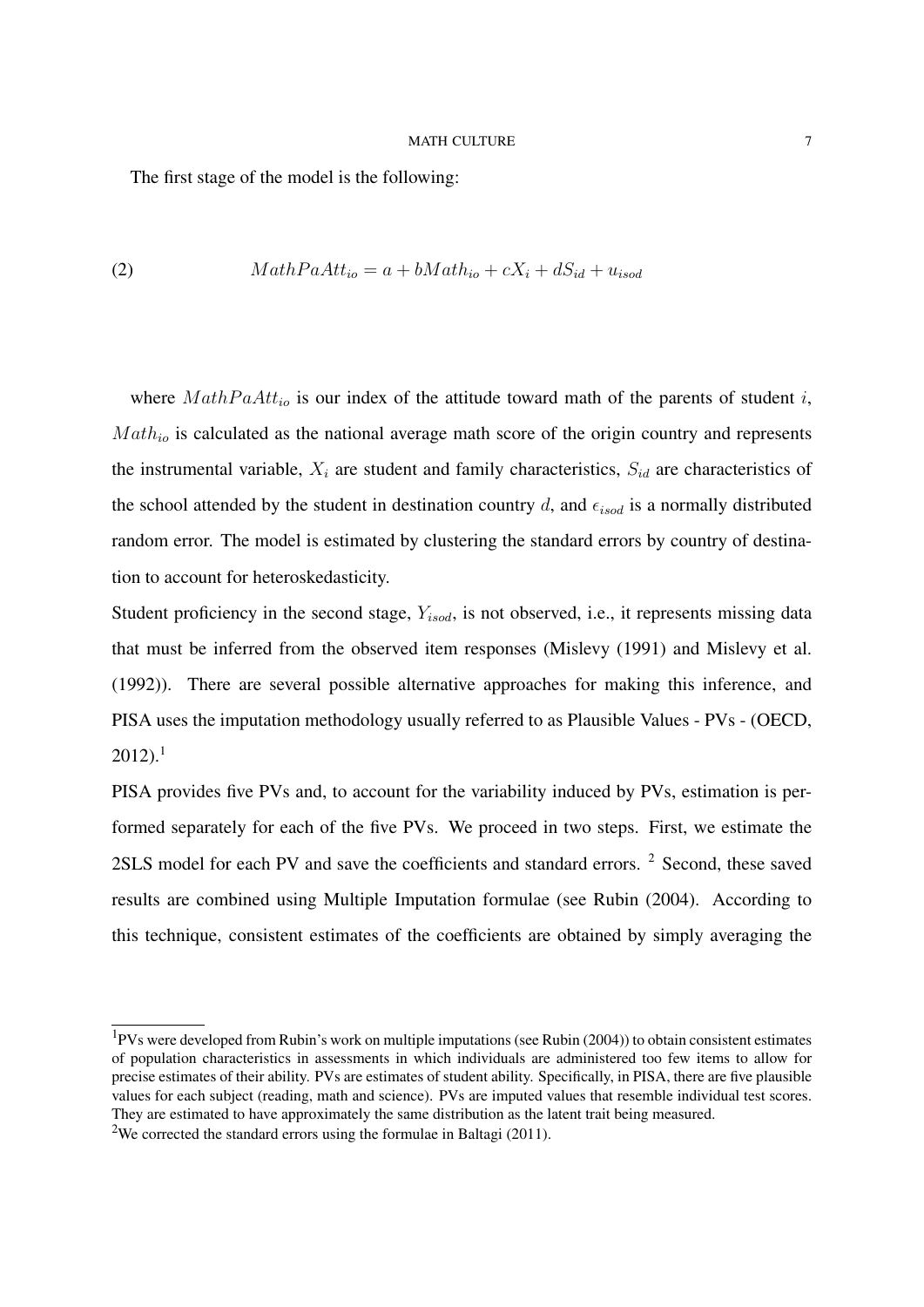The first stage of the model is the following:

$$MathPaAtt_{io} = a + bMath_{io} + cX_i + dS_{id} + u_{isod} \tag{2}$$

where $MathPaAtt_{io}$ is our index of the attitude toward math of the parents of student $i$, $Math_{io}$ is calculated as the national average math score of the origin country and represents the instrumental variable, $X_i$ are student and family characteristics, $S_{id}$ are characteristics of the school attended by the student in destination country $d$, and $\epsilon_{isod}$ is a normally distributed random error. The model is estimated by clustering the standard errors by country of destination to account for heteroskedasticity.

Student proficiency in the second stage, $Y_{isod}$, is not observed, i.e., it represents missing data that must be inferred from the observed item responses (Mislevy (1991) and Mislevy et al. (1992)). There are several possible alternative approaches for making this inference, and PISA uses the imputation methodology usually referred to as Plausible Values - PVs - (OECD, 2012).[1]

PISA provides five PVs and, to account for the variability induced by PVs, estimation is performed separately for each of the five PVs. We proceed in two steps. First, we estimate the 2SLS model for each PV and save the coefficients and standard errors. [2] Second, these saved results are combined using Multiple Imputation formulae (see Rubin (2004). According to this technique, consistent estimates of the coefficients are obtained by simply averaging the

---

[1] PVs were developed from Rubin's work on multiple imputations (see Rubin (2004)) to obtain consistent estimates of population characteristics in assessments in which individuals are administered too few items to allow for precise estimates of their ability. PVs are estimates of student ability. Specifically, in PISA, there are five plausible values for each subject (reading, math and science). PVs are imputed values that resemble individual test scores. They are estimated to have approximately the same distribution as the latent trait being measured.

[2] We corrected the standard errors using the formulae in Baltagi (2011).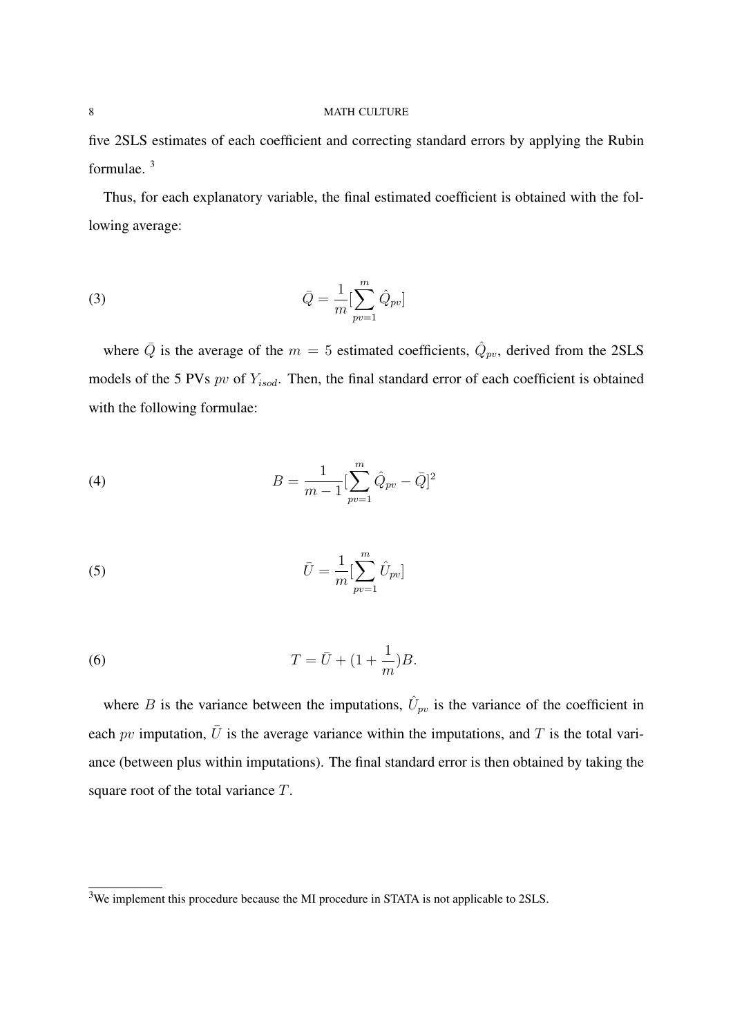five 2SLS estimates of each coefficient and correcting standard errors by applying the Rubin formulae. [3]

Thus, for each explanatory variable, the final estimated coefficient is obtained with the following average:

$$\bar{Q} = \frac{1}{m}[\sum_{pv=1}^{m} \hat{Q}_{pv}] \tag{3}$$

where $\bar{Q}$ is the average of the $m = 5$ estimated coefficients, $\hat{Q}_{pv}$, derived from the 2SLS models of the 5 PVs $pv$ of $Y_{isod}$. Then, the final standard error of each coefficient is obtained with the following formulae:

$$B = \frac{1}{m-1}[\sum_{pv=1}^{m} \hat{Q}_{pv} - \bar{Q}]^2 \tag{4}$$

$$\bar{U} = \frac{1}{m}[\sum_{pv=1}^{m} \hat{U}_{pv}] \tag{5}$$

$$T = \bar{U} + (1 + \frac{1}{m})B. \tag{6}$$

where $B$ is the variance between the imputations, $\hat{U}_{pv}$ is the variance of the coefficient in each $pv$ imputation, $\bar{U}$ is the average variance within the imputations, and $T$ is the total variance (between plus within imputations). The final standard error is then obtained by taking the square root of the total variance $T$.

[3] We implement this procedure because the MI procedure in STATA is not applicable to 2SLS.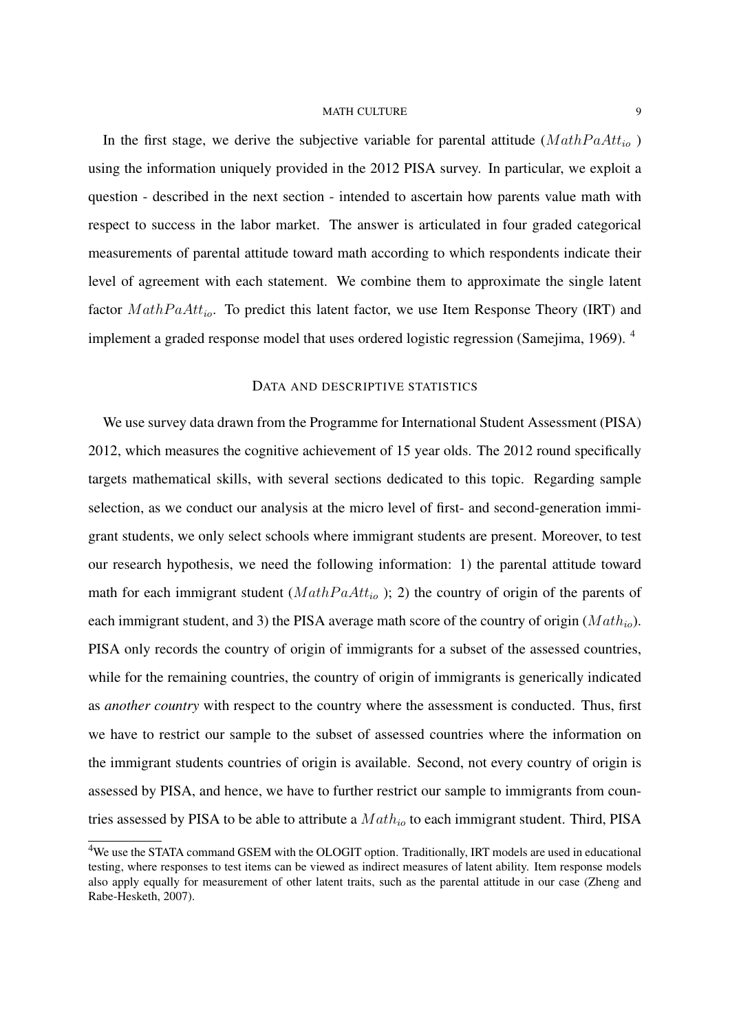In the first stage, we derive the subjective variable for parental attitude ($MathPaAtt_{io}$ ) using the information uniquely provided in the 2012 PISA survey. In particular, we exploit a question - described in the next section - intended to ascertain how parents value math with respect to success in the labor market. The answer is articulated in four graded categorical measurements of parental attitude toward math according to which respondents indicate their level of agreement with each statement. We combine them to approximate the single latent factor $MathPaAtt_{io}$. To predict this latent factor, we use Item Response Theory (IRT) and implement a graded response model that uses ordered logistic regression (Samejima, 1969). [4]

## DATA AND DESCRIPTIVE STATISTICS

We use survey data drawn from the Programme for International Student Assessment (PISA) 2012, which measures the cognitive achievement of 15 year olds. The 2012 round specifically targets mathematical skills, with several sections dedicated to this topic. Regarding sample selection, as we conduct our analysis at the micro level of first- and second-generation immigrant students, we only select schools where immigrant students are present. Moreover, to test our research hypothesis, we need the following information: 1) the parental attitude toward math for each immigrant student ($MathPaAtt_{io}$ ); 2) the country of origin of the parents of each immigrant student, and 3) the PISA average math score of the country of origin ($Math_{io}$). PISA only records the country of origin of immigrants for a subset of the assessed countries, while for the remaining countries, the country of origin of immigrants is generically indicated as *another country* with respect to the country where the assessment is conducted. Thus, first we have to restrict our sample to the subset of assessed countries where the information on the immigrant students countries of origin is available. Second, not every country of origin is assessed by PISA, and hence, we have to further restrict our sample to immigrants from countries assessed by PISA to be able to attribute a $Math_{io}$ to each immigrant student. Third, PISA

[4] We use the STATA command GSEM with the OLOGIT option. Traditionally, IRT models are used in educational testing, where responses to test items can be viewed as indirect measures of latent ability. Item response models also apply equally for measurement of other latent traits, such as the parental attitude in our case (Zheng and Rabe-Hesketh, 2007).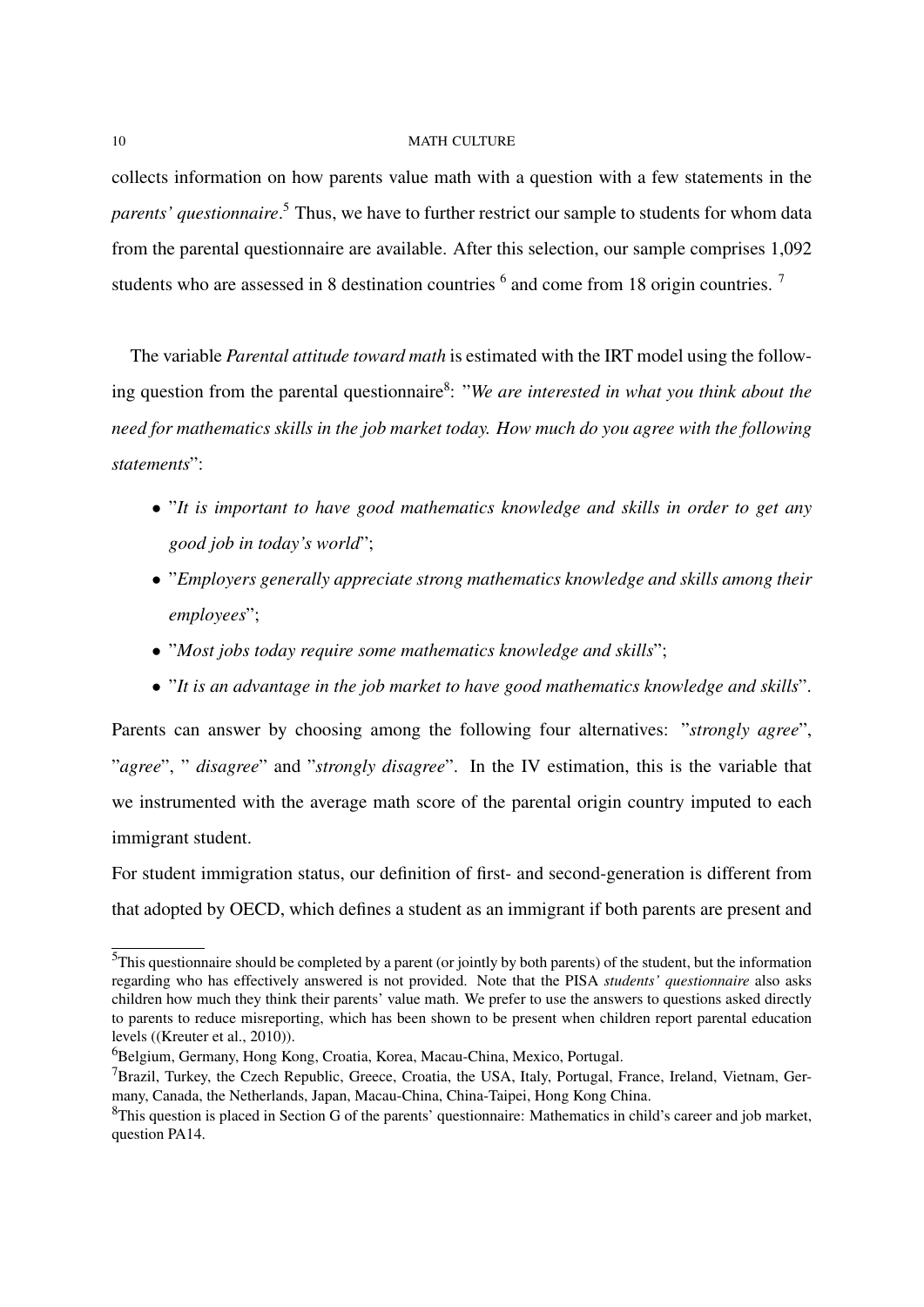collects information on how parents value math with a question with a few statements in the *parents' questionnaire*.[5] Thus, we have to further restrict our sample to students for whom data from the parental questionnaire are available. After this selection, our sample comprises 1,092 students who are assessed in 8 destination countries [6] and come from 18 origin countries. [7]

The variable *Parental attitude toward math* is estimated with the IRT model using the following question from the parental questionnaire[8]: "*We are interested in what you think about the need for mathematics skills in the job market today. How much do you agree with the following statements*":

- "*It is important to have good mathematics knowledge and skills in order to get any good job in today's world*";
- "*Employers generally appreciate strong mathematics knowledge and skills among their employees*";
- "*Most jobs today require some mathematics knowledge and skills*";
- "*It is an advantage in the job market to have good mathematics knowledge and skills*".

Parents can answer by choosing among the following four alternatives: "*strongly agree*", "*agree*", " *disagree*" and "*strongly disagree*". In the IV estimation, this is the variable that we instrumented with the average math score of the parental origin country imputed to each immigrant student.

For student immigration status, our definition of first- and second-generation is different from that adopted by OECD, which defines a student as an immigrant if both parents are present and

---

[5] This questionnaire should be completed by a parent (or jointly by both parents) of the student, but the information regarding who has effectively answered is not provided. Note that the PISA *students' questionnaire* also asks children how much they think their parents' value math. We prefer to use the answers to questions asked directly to parents to reduce misreporting, which has been shown to be present when children report parental education levels ((Kreuter et al., 2010)).

[6] Belgium, Germany, Hong Kong, Croatia, Korea, Macau-China, Mexico, Portugal.

[7] Brazil, Turkey, the Czech Republic, Greece, Croatia, the USA, Italy, Portugal, France, Ireland, Vietnam, Germany, Canada, the Netherlands, Japan, Macau-China, China-Taipei, Hong Kong China.

[8] This question is placed in Section G of the parents' questionnaire: Mathematics in child's career and job market, question PA14.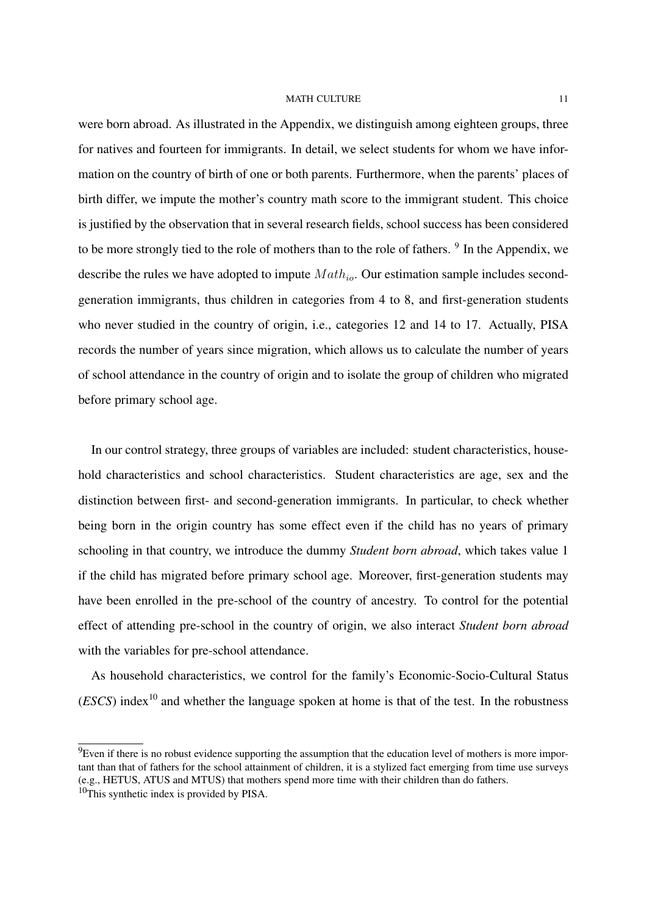were born abroad. As illustrated in the Appendix, we distinguish among eighteen groups, three for natives and fourteen for immigrants. In detail, we select students for whom we have information on the country of birth of one or both parents. Furthermore, when the parents' places of birth differ, we impute the mother's country math score to the immigrant student. This choice is justified by the observation that in several research fields, school success has been considered to be more strongly tied to the role of mothers than to the role of fathers. [9] In the Appendix, we describe the rules we have adopted to impute $Math_{io}$. Our estimation sample includes second-generation immigrants, thus children in categories from 4 to 8, and first-generation students who never studied in the country of origin, i.e., categories 12 and 14 to 17. Actually, PISA records the number of years since migration, which allows us to calculate the number of years of school attendance in the country of origin and to isolate the group of children who migrated before primary school age.

In our control strategy, three groups of variables are included: student characteristics, household characteristics and school characteristics. Student characteristics are age, sex and the distinction between first- and second-generation immigrants. In particular, to check whether being born in the origin country has some effect even if the child has no years of primary schooling in that country, we introduce the dummy *Student born abroad*, which takes value 1 if the child has migrated before primary school age. Moreover, first-generation students may have been enrolled in the pre-school of the country of ancestry. To control for the potential effect of attending pre-school in the country of origin, we also interact *Student born abroad* with the variables for pre-school attendance.

As household characteristics, we control for the family's Economic-Socio-Cultural Status (*ESCS*) index[10] and whether the language spoken at home is that of the test. In the robustness

[9]Even if there is no robust evidence supporting the assumption that the education level of mothers is more important than that of fathers for the school attainment of children, it is a stylized fact emerging from time use surveys (e.g., HETUS, ATUS and MTUS) that mothers spend more time with their children than do fathers.

[10]This synthetic index is provided by PISA.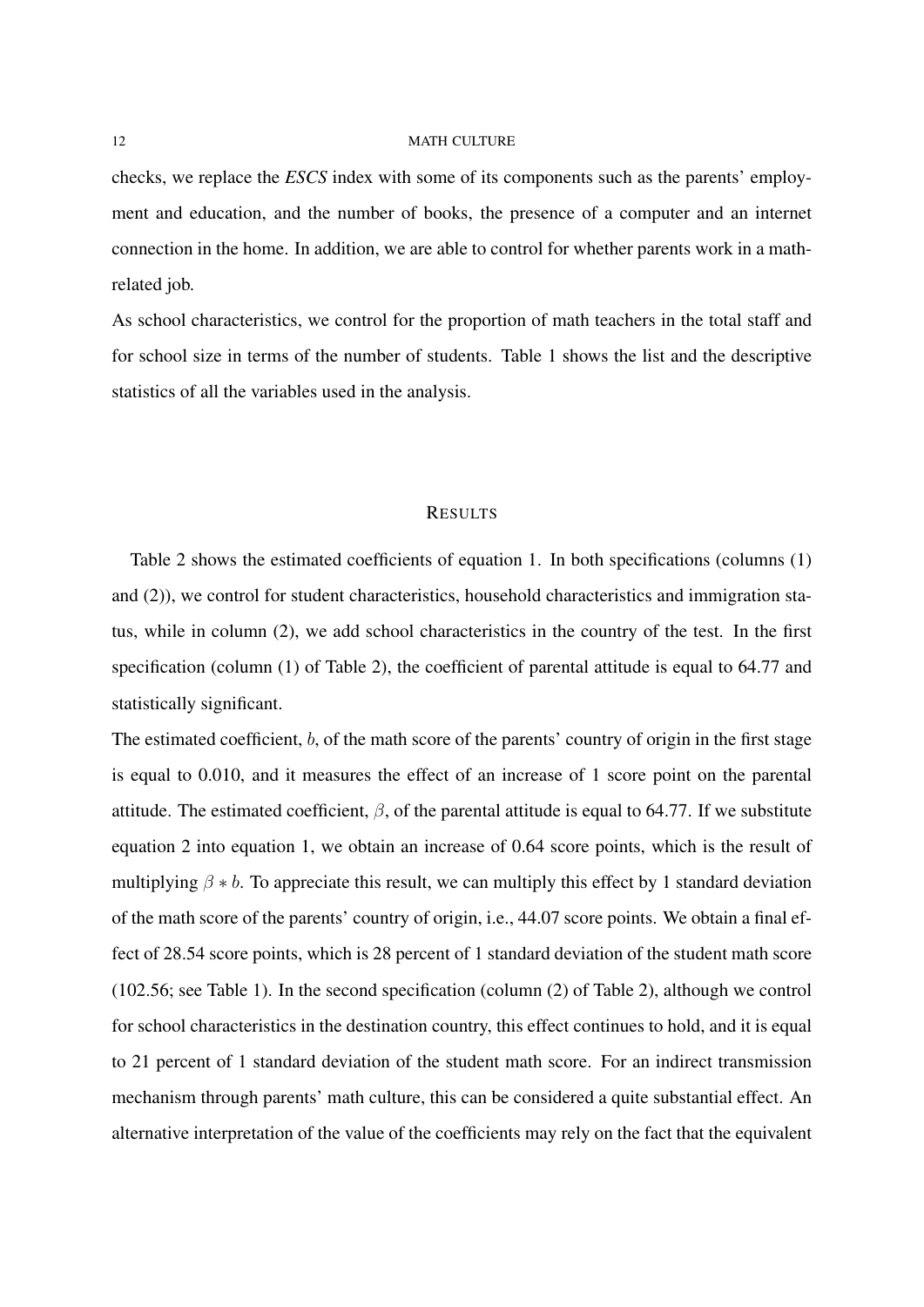checks, we replace the *ESCS* index with some of its components such as the parents' employment and education, and the number of books, the presence of a computer and an internet connection in the home. In addition, we are able to control for whether parents work in a math-related job.

As school characteristics, we control for the proportion of math teachers in the total staff and for school size in terms of the number of students. Table 1 shows the list and the descriptive statistics of all the variables used in the analysis.

## RESULTS

Table 2 shows the estimated coefficients of equation 1. In both specifications (columns (1) and (2)), we control for student characteristics, household characteristics and immigration status, while in column (2), we add school characteristics in the country of the test. In the first specification (column (1) of Table 2), the coefficient of parental attitude is equal to 64.77 and statistically significant.

The estimated coefficient, $b$, of the math score of the parents' country of origin in the first stage is equal to 0.010, and it measures the effect of an increase of 1 score point on the parental attitude. The estimated coefficient, $\beta$, of the parental attitude is equal to 64.77. If we substitute equation 2 into equation 1, we obtain an increase of 0.64 score points, which is the result of multiplying $\beta * b$. To appreciate this result, we can multiply this effect by 1 standard deviation of the math score of the parents' country of origin, i.e., 44.07 score points. We obtain a final effect of 28.54 score points, which is 28 percent of 1 standard deviation of the student math score (102.56; see Table 1). In the second specification (column (2) of Table 2), although we control for school characteristics in the destination country, this effect continues to hold, and it is equal to 21 percent of 1 standard deviation of the student math score. For an indirect transmission mechanism through parents' math culture, this can be considered a quite substantial effect. An alternative interpretation of the value of the coefficients may rely on the fact that the equivalent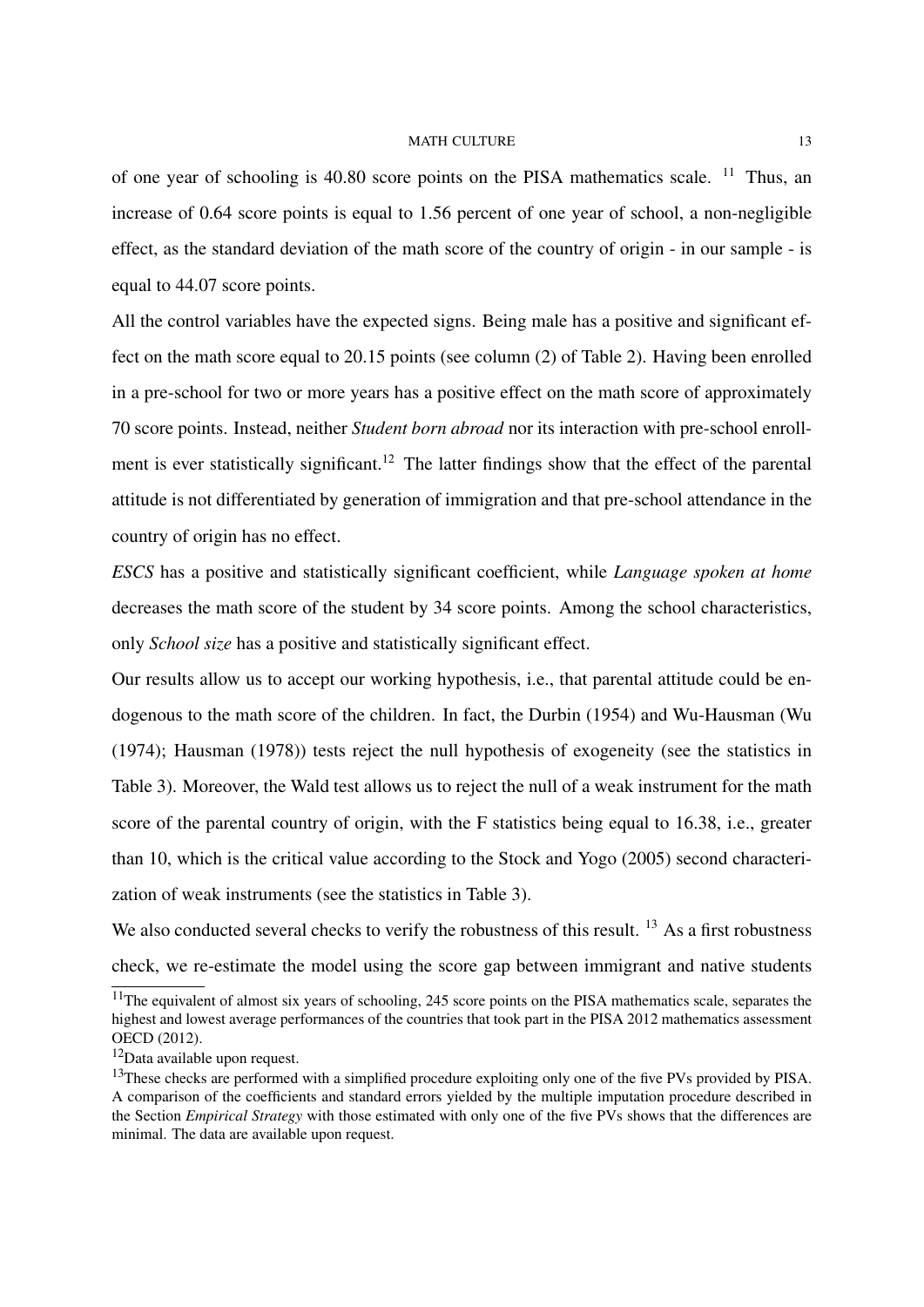of one year of schooling is 40.80 score points on the PISA mathematics scale. [11] Thus, an increase of 0.64 score points is equal to 1.56 percent of one year of school, a non-negligible effect, as the standard deviation of the math score of the country of origin - in our sample - is equal to 44.07 score points.

All the control variables have the expected signs. Being male has a positive and significant effect on the math score equal to 20.15 points (see column (2) of Table 2). Having been enrolled in a pre-school for two or more years has a positive effect on the math score of approximately 70 score points. Instead, neither *Student born abroad* nor its interaction with pre-school enrollment is ever statistically significant.[12] The latter findings show that the effect of the parental attitude is not differentiated by generation of immigration and that pre-school attendance in the country of origin has no effect.

*ESCS* has a positive and statistically significant coefficient, while *Language spoken at home* decreases the math score of the student by 34 score points. Among the school characteristics, only *School size* has a positive and statistically significant effect.

Our results allow us to accept our working hypothesis, i.e., that parental attitude could be endogenous to the math score of the children. In fact, the Durbin (1954) and Wu-Hausman (Wu (1974); Hausman (1978)) tests reject the null hypothesis of exogeneity (see the statistics in Table 3). Moreover, the Wald test allows us to reject the null of a weak instrument for the math score of the parental country of origin, with the F statistics being equal to 16.38, i.e., greater than 10, which is the critical value according to the Stock and Yogo (2005) second characterization of weak instruments (see the statistics in Table 3).

We also conducted several checks to verify the robustness of this result. [13] As a first robustness check, we re-estimate the model using the score gap between immigrant and native students

[11] The equivalent of almost six years of schooling, 245 score points on the PISA mathematics scale, separates the highest and lowest average performances of the countries that took part in the PISA 2012 mathematics assessment OECD (2012).

[12] Data available upon request.

[13] These checks are performed with a simplified procedure exploiting only one of the five PVs provided by PISA. A comparison of the coefficients and standard errors yielded by the multiple imputation procedure described in the Section *Empirical Strategy* with those estimated with only one of the five PVs shows that the differences are minimal. The data are available upon request.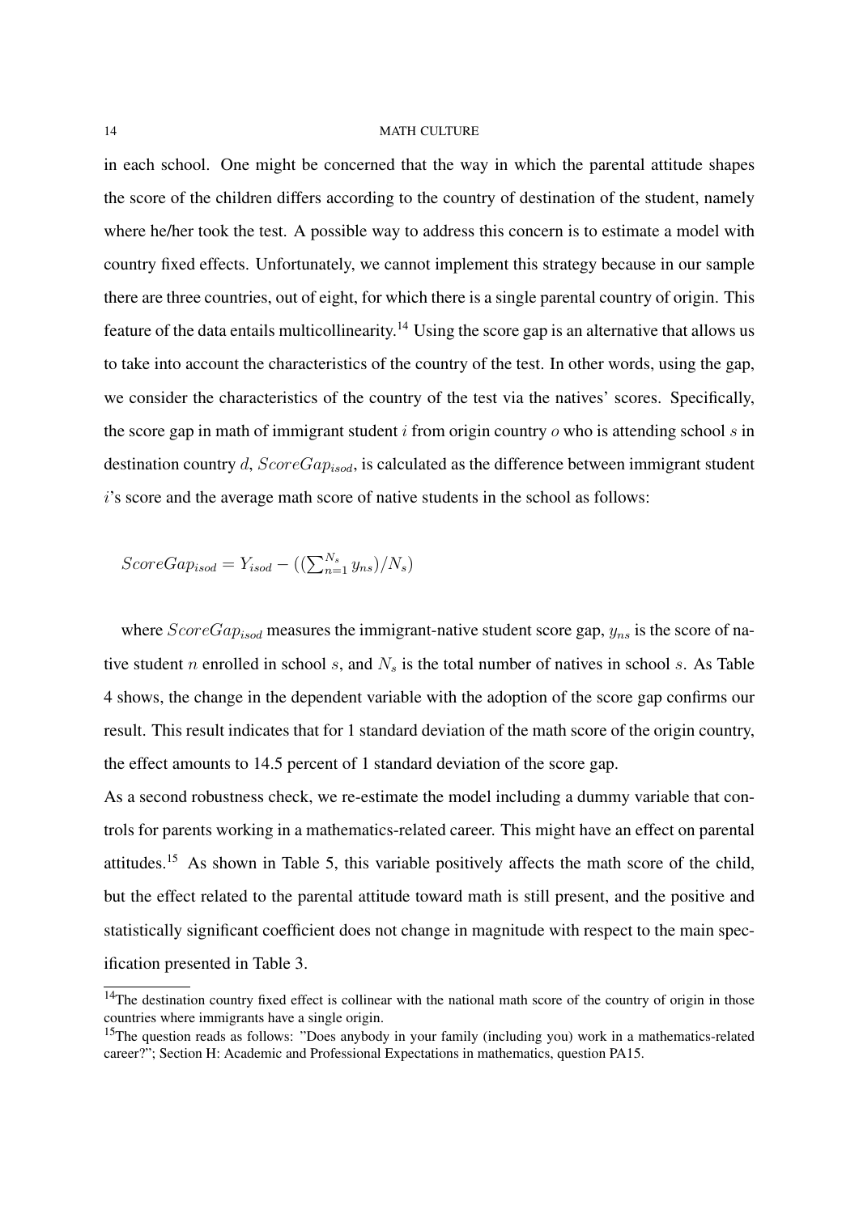in each school. One might be concerned that the way in which the parental attitude shapes the score of the children differs according to the country of destination of the student, namely where he/her took the test. A possible way to address this concern is to estimate a model with country fixed effects. Unfortunately, we cannot implement this strategy because in our sample there are three countries, out of eight, for which there is a single parental country of origin. This feature of the data entails multicollinearity.[14] Using the score gap is an alternative that allows us to take into account the characteristics of the country of the test. In other words, using the gap, we consider the characteristics of the country of the test via the natives' scores. Specifically, the score gap in math of immigrant student $i$ from origin country $o$ who is attending school $s$ in destination country $d$, $ScoreGap_{isod}$, is calculated as the difference between immigrant student $i$'s score and the average math score of native students in the school as follows:

$$ScoreGap_{isod} = Y_{isod} - ((\sum_{n=1}^{N_s} y_{ns})/N_s)$$

where $ScoreGap_{isod}$ measures the immigrant-native student score gap, $y_{ns}$ is the score of native student $n$ enrolled in school $s$, and $N_s$ is the total number of natives in school $s$. As Table 4 shows, the change in the dependent variable with the adoption of the score gap confirms our result. This result indicates that for 1 standard deviation of the math score of the origin country, the effect amounts to 14.5 percent of 1 standard deviation of the score gap.

As a second robustness check, we re-estimate the model including a dummy variable that controls for parents working in a mathematics-related career. This might have an effect on parental attitudes.[15] As shown in Table 5, this variable positively affects the math score of the child, but the effect related to the parental attitude toward math is still present, and the positive and statistically significant coefficient does not change in magnitude with respect to the main specification presented in Table 3.

[14]The destination country fixed effect is collinear with the national math score of the country of origin in those countries where immigrants have a single origin.

[15]The question reads as follows: "Does anybody in your family (including you) work in a mathematics-related career?"; Section H: Academic and Professional Expectations in mathematics, question PA15.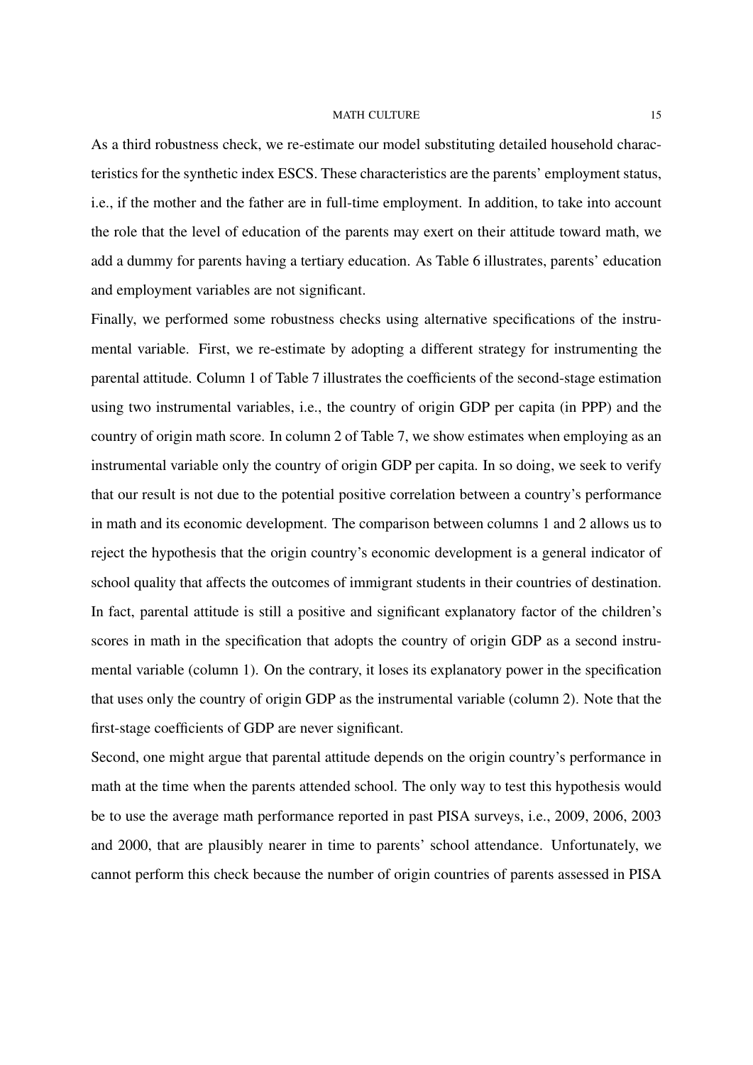As a third robustness check, we re-estimate our model substituting detailed household characteristics for the synthetic index ESCS. These characteristics are the parents' employment status, i.e., if the mother and the father are in full-time employment. In addition, to take into account the role that the level of education of the parents may exert on their attitude toward math, we add a dummy for parents having a tertiary education. As Table 6 illustrates, parents' education and employment variables are not significant.

Finally, we performed some robustness checks using alternative specifications of the instrumental variable. First, we re-estimate by adopting a different strategy for instrumenting the parental attitude. Column 1 of Table 7 illustrates the coefficients of the second-stage estimation using two instrumental variables, i.e., the country of origin GDP per capita (in PPP) and the country of origin math score. In column 2 of Table 7, we show estimates when employing as an instrumental variable only the country of origin GDP per capita. In so doing, we seek to verify that our result is not due to the potential positive correlation between a country's performance in math and its economic development. The comparison between columns 1 and 2 allows us to reject the hypothesis that the origin country's economic development is a general indicator of school quality that affects the outcomes of immigrant students in their countries of destination. In fact, parental attitude is still a positive and significant explanatory factor of the children's scores in math in the specification that adopts the country of origin GDP as a second instrumental variable (column 1). On the contrary, it loses its explanatory power in the specification that uses only the country of origin GDP as the instrumental variable (column 2). Note that the first-stage coefficients of GDP are never significant.

Second, one might argue that parental attitude depends on the origin country's performance in math at the time when the parents attended school. The only way to test this hypothesis would be to use the average math performance reported in past PISA surveys, i.e., 2009, 2006, 2003 and 2000, that are plausibly nearer in time to parents' school attendance. Unfortunately, we cannot perform this check because the number of origin countries of parents assessed in PISA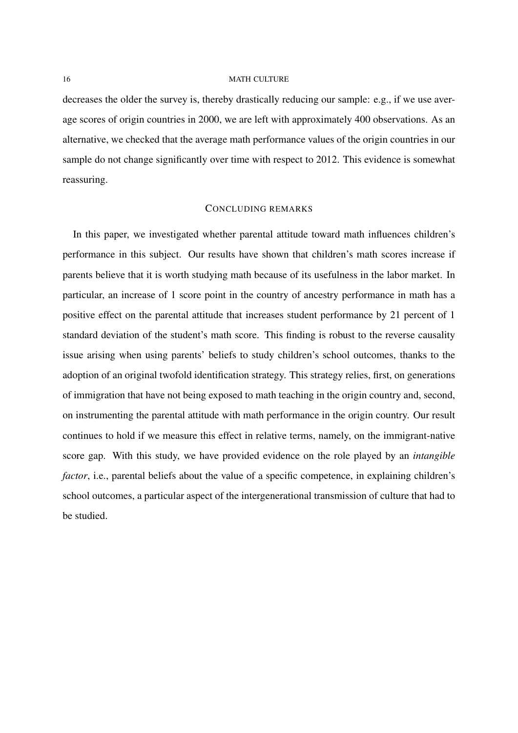decreases the older the survey is, thereby drastically reducing our sample: e.g., if we use average scores of origin countries in 2000, we are left with approximately 400 observations. As an alternative, we checked that the average math performance values of the origin countries in our sample do not change significantly over time with respect to 2012. This evidence is somewhat reassuring.

## CONCLUDING REMARKS

In this paper, we investigated whether parental attitude toward math influences children's performance in this subject. Our results have shown that children's math scores increase if parents believe that it is worth studying math because of its usefulness in the labor market. In particular, an increase of 1 score point in the country of ancestry performance in math has a positive effect on the parental attitude that increases student performance by 21 percent of 1 standard deviation of the student's math score. This finding is robust to the reverse causality issue arising when using parents' beliefs to study children's school outcomes, thanks to the adoption of an original twofold identification strategy. This strategy relies, first, on generations of immigration that have not being exposed to math teaching in the origin country and, second, on instrumenting the parental attitude with math performance in the origin country. Our result continues to hold if we measure this effect in relative terms, namely, on the immigrant-native score gap. With this study, we have provided evidence on the role played by an *intangible factor*, i.e., parental beliefs about the value of a specific competence, in explaining children's school outcomes, a particular aspect of the intergenerational transmission of culture that had to be studied.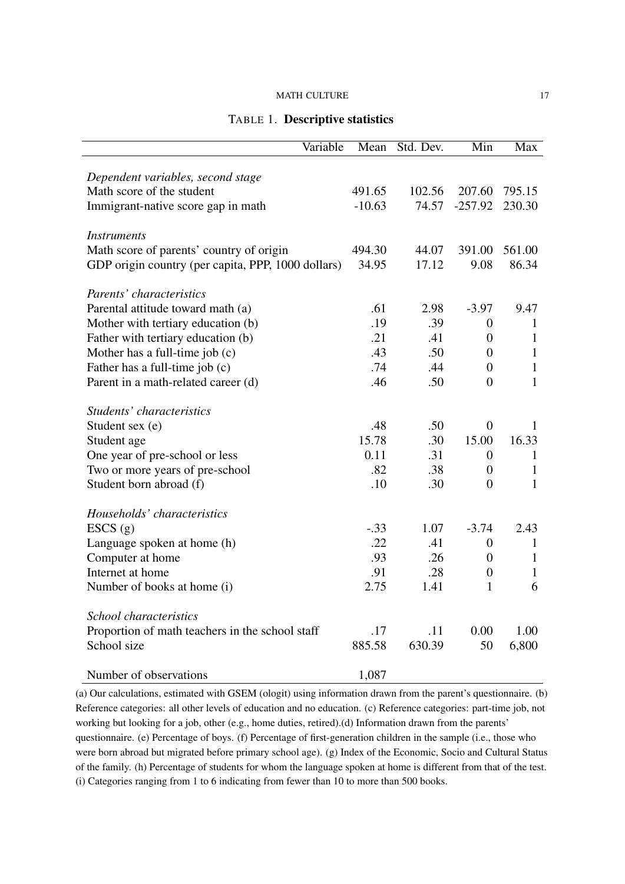TABLE 1. **Descriptive statistics**

| Variable | Mean | Std. Dev. | Min | Max |
|---|---|---|---|---|
| *Dependent variables, second stage* | | | | |
| Math score of the student | 491.65 | 102.56 | 207.60 | 795.15 |
| Immigrant-native score gap in math | -10.63 | 74.57 | -257.92 | 230.30 |
| *Instruments* | | | | |
| Math score of parents' country of origin | 494.30 | 44.07 | 391.00 | 561.00 |
| GDP origin country (per capita, PPP, 1000 dollars) | 34.95 | 17.12 | 9.08 | 86.34 |
| *Parents' characteristics* | | | | |
| Parental attitude toward math (a) | .61 | 2.98 | -3.97 | 9.47 |
| Mother with tertiary education (b) | .19 | .39 | 0 | 1 |
| Father with tertiary education (b) | .21 | .41 | 0 | 1 |
| Mother has a full-time job (c) | .43 | .50 | 0 | 1 |
| Father has a full-time job (c) | .74 | .44 | 0 | 1 |
| Parent in a math-related career (d) | .46 | .50 | 0 | 1 |
| *Students' characteristics* | | | | |
| Student sex (e) | .48 | .50 | 0 | 1 |
| Student age | 15.78 | .30 | 15.00 | 16.33 |
| One year of pre-school or less | 0.11 | .31 | 0 | 1 |
| Two or more years of pre-school | .82 | .38 | 0 | 1 |
| Student born abroad (f) | .10 | .30 | 0 | 1 |
| *Households' characteristics* | | | | |
| ESCS (g) | -.33 | 1.07 | -3.74 | 2.43 |
| Language spoken at home (h) | .22 | .41 | 0 | 1 |
| Computer at home | .93 | .26 | 0 | 1 |
| Internet at home | .91 | .28 | 0 | 1 |
| Number of books at home (i) | 2.75 | 1.41 | 1 | 6 |
| *School characteristics* | | | | |
| Proportion of math teachers in the school staff | .17 | .11 | 0.00 | 1.00 |
| School size | 885.58 | 630.39 | 50 | 6,800 |
| Number of observations | 1,087 | | | |

(a) Our calculations, estimated with GSEM (ologit) using information drawn from the parent's questionnaire. (b) Reference categories: all other levels of education and no education. (c) Reference categories: part-time job, not working but looking for a job, other (e.g., home duties, retired).(d) Information drawn from the parents' questionnaire. (e) Percentage of boys. (f) Percentage of first-generation children in the sample (i.e., those who were born abroad but migrated before primary school age). (g) Index of the Economic, Socio and Cultural Status of the family. (h) Percentage of students for whom the language spoken at home is different from that of the test. (i) Categories ranging from 1 to 6 indicating from fewer than 10 to more than 500 books.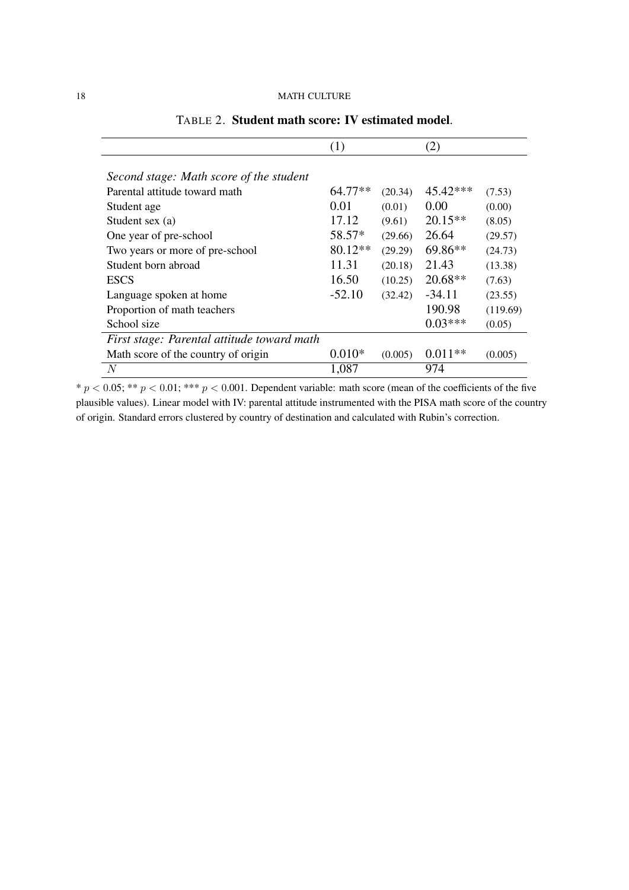TABLE 2. **Student math score: IV estimated model**.

| | (1) | | (2) | |
|---|---|---|---|---|
| *Second stage: Math score of the student* | | | | |
| Parental attitude toward math | 64.77** | (20.34) | 45.42*** | (7.53) |
| Student age | 0.01 | (0.01) | 0.00 | (0.00) |
| Student sex (a) | 17.12 | (9.61) | 20.15** | (8.05) |
| One year of pre-school | 58.57* | (29.66) | 26.64 | (29.57) |
| Two years or more of pre-school | 80.12** | (29.29) | 69.86** | (24.73) |
| Student born abroad | 11.31 | (20.18) | 21.43 | (13.38) |
| ESCS | 16.50 | (10.25) | 20.68** | (7.63) |
| Language spoken at home | -52.10 | (32.42) | -34.11 | (23.55) |
| Proportion of math teachers | | | 190.98 | (119.69) |
| School size | | | 0.03*** | (0.05) |
| *First stage: Parental attitude toward math* | | | | |
| Math score of the country of origin | 0.010* | (0.005) | 0.011** | (0.005) |
| $N$ | 1,087 | | 974 | |

* $p < 0.05$; ** $p < 0.01$; *** $p < 0.001$. Dependent variable: math score (mean of the coefficients of the five plausible values). Linear model with IV: parental attitude instrumented with the PISA math score of the country of origin. Standard errors clustered by country of destination and calculated with Rubin's correction.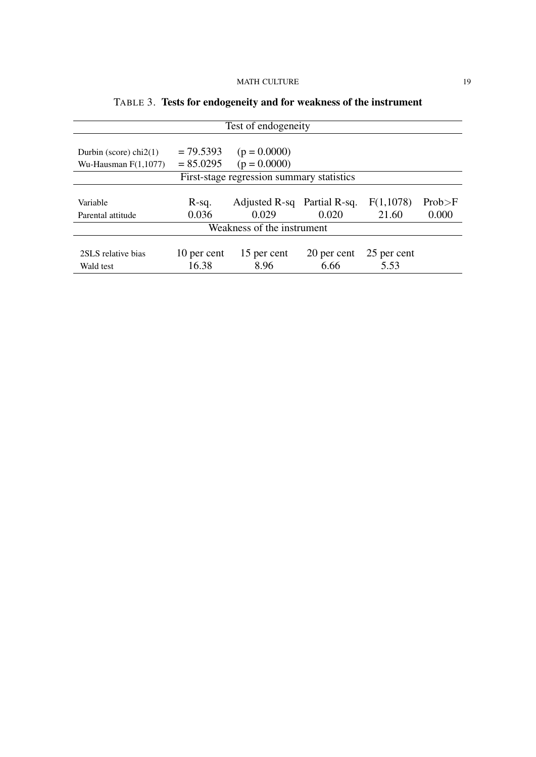TABLE 3. **Tests for endogeneity and for weakness of the instrument**

| Test of endogeneity | | | | | |
|---|---|---|---|---|---|
| Durbin (score) chi2(1) | = 79.5393 | (p = 0.0000) | | | |
| Wu-Hausman F(1,1077) | = 85.0295 | (p = 0.0000) | | | |
| **First-stage regression summary statistics** | | | | | |
| Variable | R-sq. | Adjusted R-sq | Partial R-sq. | F(1,1078) | Prob>F |
| Parental attitude | 0.036 | 0.029 | 0.020 | 21.60 | 0.000 |
| **Weakness of the instrument** | | | | | |
| 2SLS relative bias | 10 per cent | 15 per cent | 20 per cent | 25 per cent | |
| Wald test | 16.38 | 8.96 | 6.66 | 5.53 | |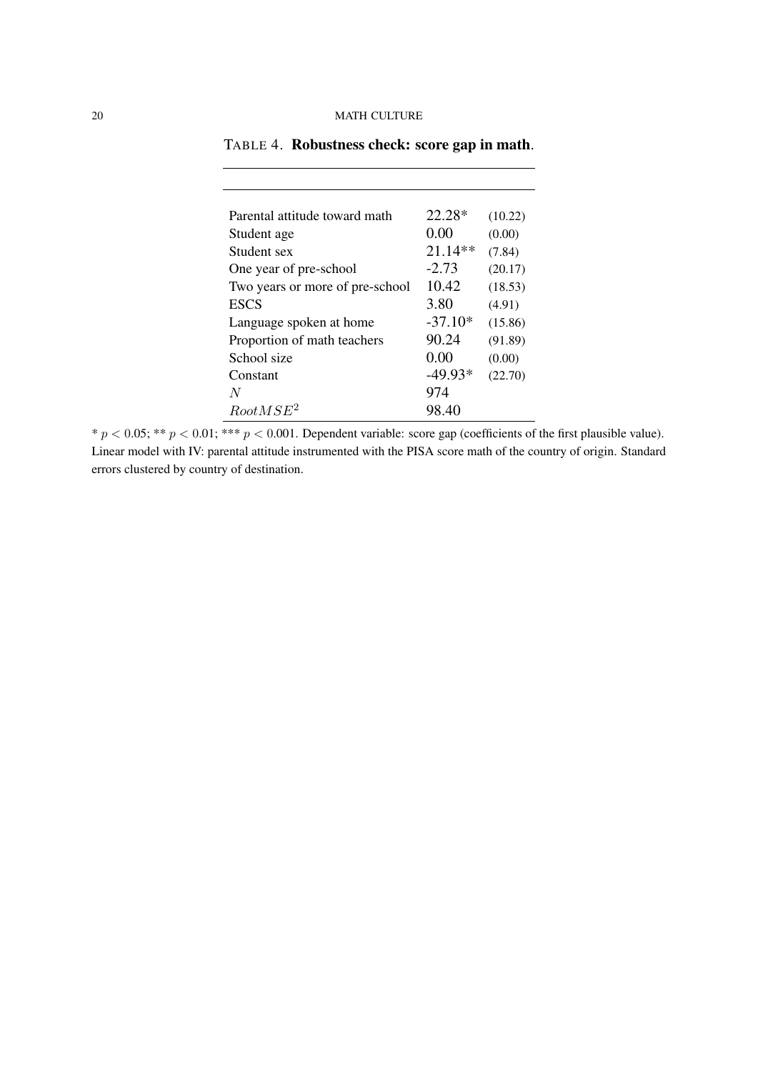TABLE 4. **Robustness check: score gap in math**.

| | | |
|---|---|---|
| Parental attitude toward math | 22.28* | (10.22) |
| Student age | 0.00 | (0.00) |
| Student sex | 21.14** | (7.84) |
| One year of pre-school | -2.73 | (20.17) |
| Two years or more of pre-school | 10.42 | (18.53) |
| ESCS | 3.80 | (4.91) |
| Language spoken at home | -37.10* | (15.86) |
| Proportion of math teachers | 90.24 | (91.89) |
| School size | 0.00 | (0.00) |
| Constant | -49.93* | (22.70) |
| $N$ | 974 | |
| $RootMSE^2$ | 98.40 | |

* $p < 0.05$; ** $p < 0.01$; *** $p < 0.001$. Dependent variable: score gap (coefficients of the first plausible value). Linear model with IV: parental attitude instrumented with the PISA score math of the country of origin. Standard errors clustered by country of destination.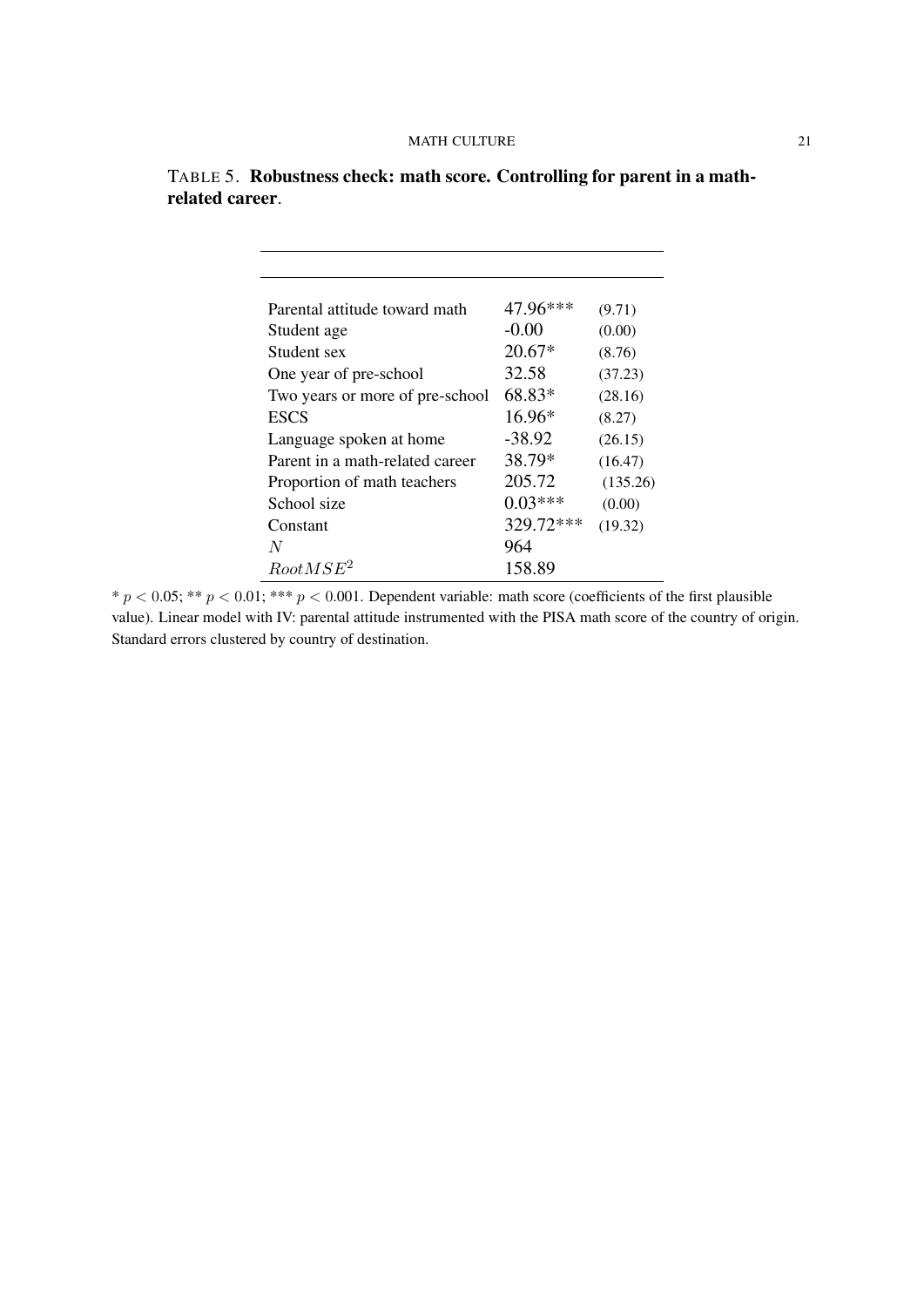TABLE 5. **Robustness check: math score. Controlling for parent in a math-related career**.

| | | |
|---|---|---|
| Parental attitude toward math | 47.96*** | (9.71) |
| Student age | -0.00 | (0.00) |
| Student sex | 20.67* | (8.76) |
| One year of pre-school | 32.58 | (37.23) |
| Two years or more of pre-school | 68.83* | (28.16) |
| ESCS | 16.96* | (8.27) |
| Language spoken at home | -38.92 | (26.15) |
| Parent in a math-related career | 38.79* | (16.47) |
| Proportion of math teachers | 205.72 | (135.26) |
| School size | 0.03*** | (0.00) |
| Constant | 329.72*** | (19.32) |
| $N$ | 964 | |
| $RootMSE^2$ | 158.89 | |

* $p < 0.05$; ** $p < 0.01$; *** $p < 0.001$. Dependent variable: math score (coefficients of the first plausible value). Linear model with IV: parental attitude instrumented with the PISA math score of the country of origin. Standard errors clustered by country of destination.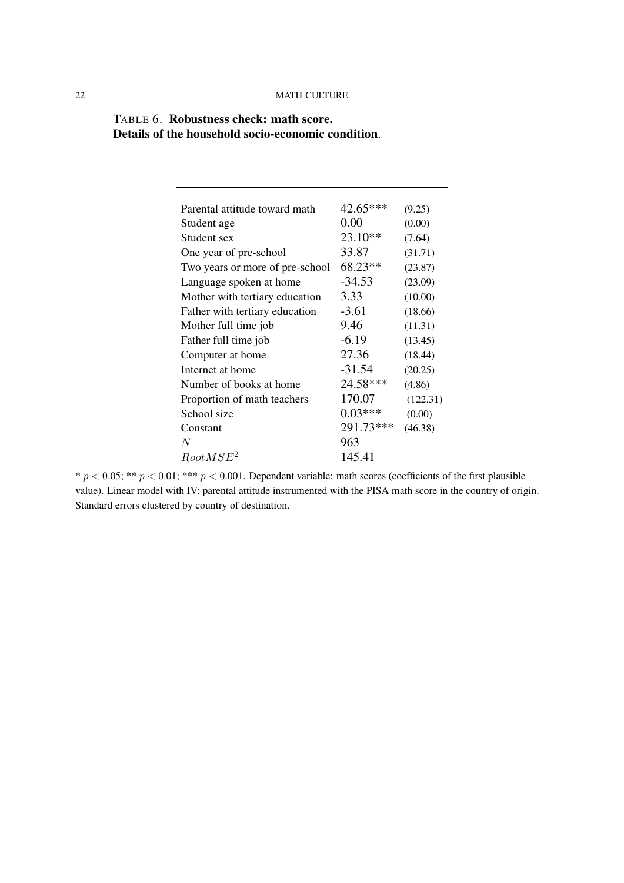TABLE 6. **Robustness check: math score.**
**Details of the household socio-economic condition**.

| | | |
|---|---|---|
| Parental attitude toward math | 42.65*** | (9.25) |
| Student age | 0.00 | (0.00) |
| Student sex | 23.10** | (7.64) |
| One year of pre-school | 33.87 | (31.71) |
| Two years or more of pre-school | 68.23** | (23.87) |
| Language spoken at home | -34.53 | (23.09) |
| Mother with tertiary education | 3.33 | (10.00) |
| Father with tertiary education | -3.61 | (18.66) |
| Mother full time job | 9.46 | (11.31) |
| Father full time job | -6.19 | (13.45) |
| Computer at home | 27.36 | (18.44) |
| Internet at home | -31.54 | (20.25) |
| Number of books at home | 24.58*** | (4.86) |
| Proportion of math teachers | 170.07 | (122.31) |
| School size | 0.03*** | (0.00) |
| Constant | 291.73*** | (46.38) |
| $N$ | 963 | |
| $RootMSE^2$ | 145.41 | |

* $p < 0.05$; ** $p < 0.01$; *** $p < 0.001$. Dependent variable: math scores (coefficients of the first plausible value). Linear model with IV: parental attitude instrumented with the PISA math score in the country of origin. Standard errors clustered by country of destination.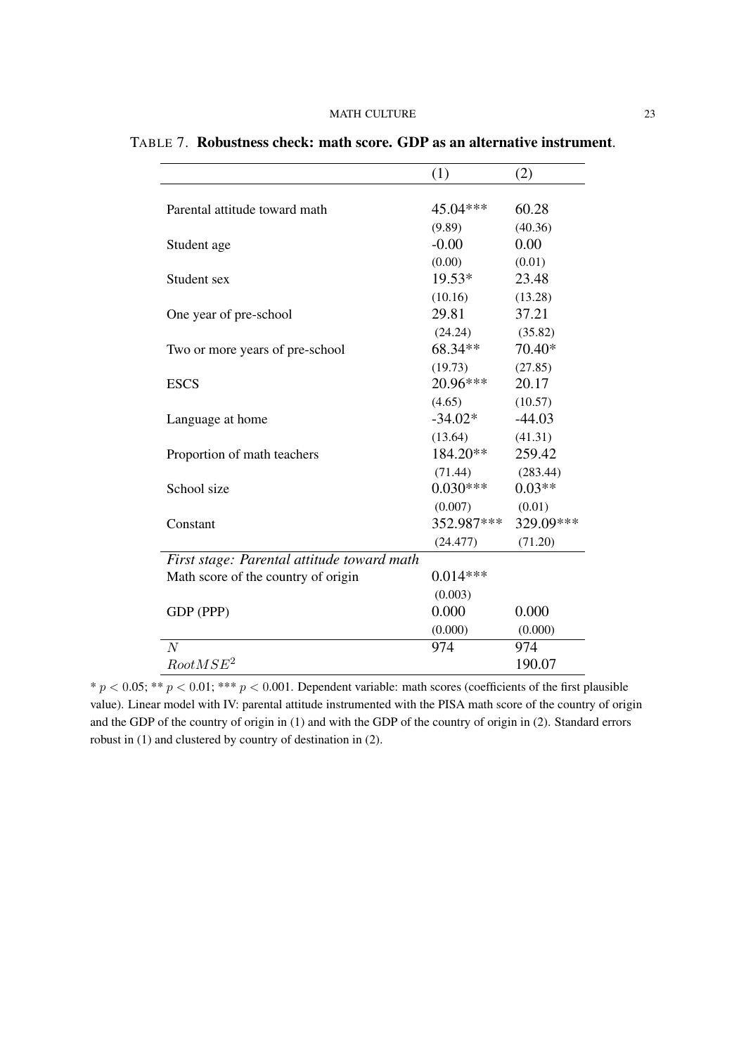TABLE 7. **Robustness check: math score. GDP as an alternative instrument**.

| | (1) | (2) |
|---|---|---|
| Parental attitude toward math | 45.04*** | 60.28 |
| | (9.89) | (40.36) |
| Student age | -0.00 | 0.00 |
| | (0.00) | (0.01) |
| Student sex | 19.53* | 23.48 |
| | (10.16) | (13.28) |
| One year of pre-school | 29.81 | 37.21 |
| | (24.24) | (35.82) |
| Two or more years of pre-school | 68.34** | 70.40* |
| | (19.73) | (27.85) |
| ESCS | 20.96*** | 20.17 |
| | (4.65) | (10.57) |
| Language at home | -34.02* | -44.03 |
| | (13.64) | (41.31) |
| Proportion of math teachers | 184.20** | 259.42 |
| | (71.44) | (283.44) |
| School size | 0.030*** | 0.03** |
| | (0.007) | (0.01) |
| Constant | 352.987*** | 329.09*** |
| | (24.477) | (71.20) |
| *First stage: Parental attitude toward math* | | |
| Math score of the country of origin | 0.014*** | |
| | (0.003) | |
| GDP (PPP) | 0.000 | 0.000 |
| | (0.000) | (0.000) |
| $N$ | 974 | 974 |
| $RootMSE^2$ | | 190.07 |

* $p < 0.05$; ** $p < 0.01$; *** $p < 0.001$. Dependent variable: math scores (coefficients of the first plausible value). Linear model with IV: parental attitude instrumented with the PISA math score of the country of origin and the GDP of the country of origin in (1) and with the GDP of the country of origin in (2). Standard errors robust in (1) and clustered by country of destination in (2).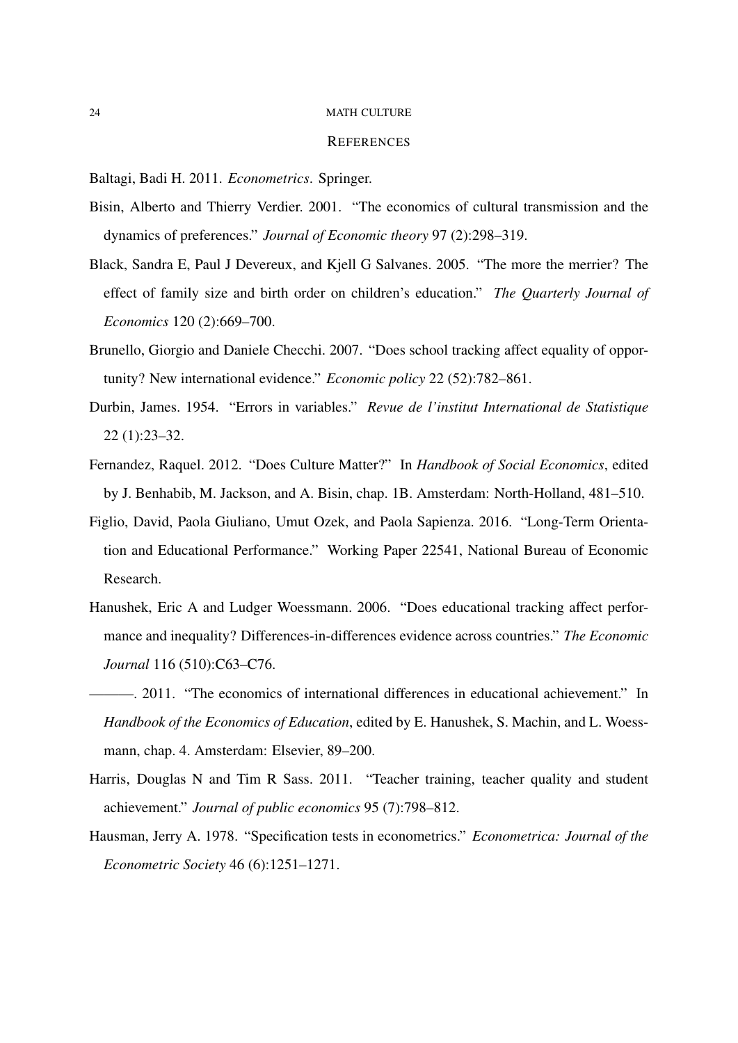## REFERENCES

Baltagi, Badi H. 2011. *Econometrics*. Springer.

Bisin, Alberto and Thierry Verdier. 2001. "The economics of cultural transmission and the dynamics of preferences." *Journal of Economic theory* 97 (2):298–319.

Black, Sandra E, Paul J Devereux, and Kjell G Salvanes. 2005. "The more the merrier? The effect of family size and birth order on children's education." *The Quarterly Journal of Economics* 120 (2):669–700.

Brunello, Giorgio and Daniele Checchi. 2007. "Does school tracking affect equality of opportunity? New international evidence." *Economic policy* 22 (52):782–861.

Durbin, James. 1954. "Errors in variables." *Revue de l'institut International de Statistique* 22 (1):23–32.

Fernandez, Raquel. 2012. "Does Culture Matter?" In *Handbook of Social Economics*, edited by J. Benhabib, M. Jackson, and A. Bisin, chap. 1B. Amsterdam: North-Holland, 481–510.

Figlio, David, Paola Giuliano, Umut Ozek, and Paola Sapienza. 2016. "Long-Term Orientation and Educational Performance." Working Paper 22541, National Bureau of Economic Research.

Hanushek, Eric A and Ludger Woessmann. 2006. "Does educational tracking affect performance and inequality? Differences-in-differences evidence across countries." *The Economic Journal* 116 (510):C63–C76.

———. 2011. "The economics of international differences in educational achievement." In *Handbook of the Economics of Education*, edited by E. Hanushek, S. Machin, and L. Woessmann, chap. 4. Amsterdam: Elsevier, 89–200.

Harris, Douglas N and Tim R Sass. 2011. "Teacher training, teacher quality and student achievement." *Journal of public economics* 95 (7):798–812.

Hausman, Jerry A. 1978. "Specification tests in econometrics." *Econometrica: Journal of the Econometric Society* 46 (6):1251–1271.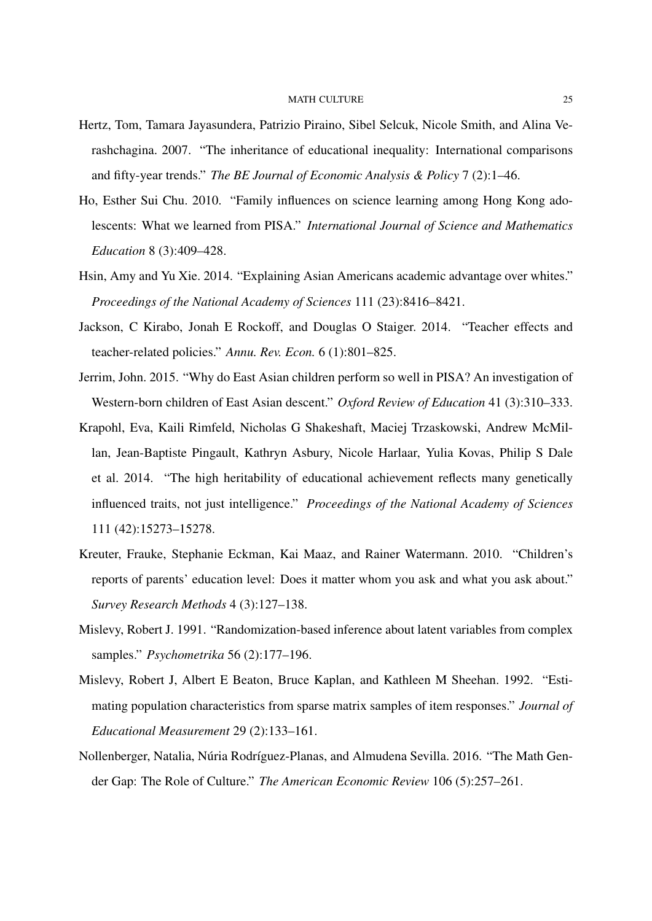Hertz, Tom, Tamara Jayasundera, Patrizio Piraino, Sibel Selcuk, Nicole Smith, and Alina Verashchagina. 2007. "The inheritance of educational inequality: International comparisons and fifty-year trends." *The BE Journal of Economic Analysis & Policy* 7 (2):1–46.

Ho, Esther Sui Chu. 2010. "Family influences on science learning among Hong Kong adolescents: What we learned from PISA." *International Journal of Science and Mathematics Education* 8 (3):409–428.

Hsin, Amy and Yu Xie. 2014. "Explaining Asian Americans academic advantage over whites." *Proceedings of the National Academy of Sciences* 111 (23):8416–8421.

Jackson, C Kirabo, Jonah E Rockoff, and Douglas O Staiger. 2014. "Teacher effects and teacher-related policies." *Annu. Rev. Econ.* 6 (1):801–825.

Jerrim, John. 2015. "Why do East Asian children perform so well in PISA? An investigation of Western-born children of East Asian descent." *Oxford Review of Education* 41 (3):310–333.

Krapohl, Eva, Kaili Rimfeld, Nicholas G Shakeshaft, Maciej Trzaskowski, Andrew McMillan, Jean-Baptiste Pingault, Kathryn Asbury, Nicole Harlaar, Yulia Kovas, Philip S Dale et al. 2014. "The high heritability of educational achievement reflects many genetically influenced traits, not just intelligence." *Proceedings of the National Academy of Sciences* 111 (42):15273–15278.

Kreuter, Frauke, Stephanie Eckman, Kai Maaz, and Rainer Watermann. 2010. "Children's reports of parents' education level: Does it matter whom you ask and what you ask about." *Survey Research Methods* 4 (3):127–138.

Mislevy, Robert J. 1991. "Randomization-based inference about latent variables from complex samples." *Psychometrika* 56 (2):177–196.

Mislevy, Robert J, Albert E Beaton, Bruce Kaplan, and Kathleen M Sheehan. 1992. "Estimating population characteristics from sparse matrix samples of item responses." *Journal of Educational Measurement* 29 (2):133–161.

Nollenberger, Natalia, Núria Rodríguez-Planas, and Almudena Sevilla. 2016. "The Math Gender Gap: The Role of Culture." *The American Economic Review* 106 (5):257–261.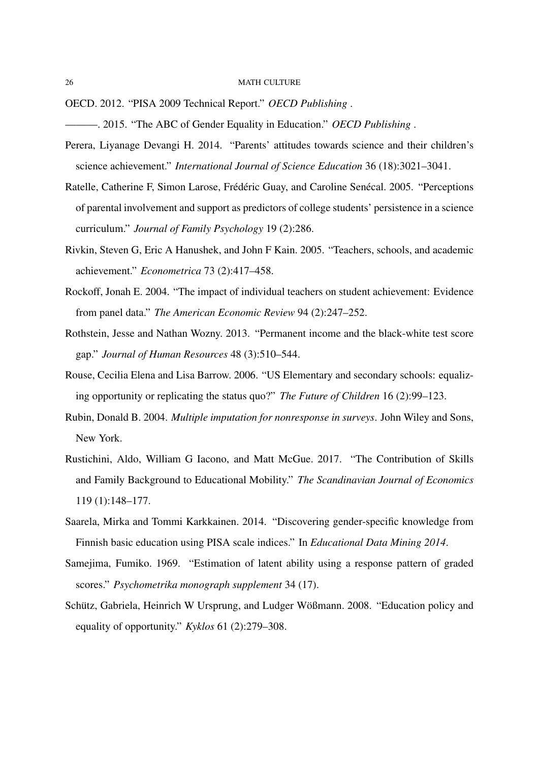OECD. 2012. "PISA 2009 Technical Report." *OECD Publishing* .

———. 2015. "The ABC of Gender Equality in Education." *OECD Publishing* .

Perera, Liyanage Devangi H. 2014. "Parents' attitudes towards science and their children's science achievement." *International Journal of Science Education* 36 (18):3021–3041.

Ratelle, Catherine F, Simon Larose, Frédéric Guay, and Caroline Senécal. 2005. "Perceptions of parental involvement and support as predictors of college students' persistence in a science curriculum." *Journal of Family Psychology* 19 (2):286.

Rivkin, Steven G, Eric A Hanushek, and John F Kain. 2005. "Teachers, schools, and academic achievement." *Econometrica* 73 (2):417–458.

Rockoff, Jonah E. 2004. "The impact of individual teachers on student achievement: Evidence from panel data." *The American Economic Review* 94 (2):247–252.

Rothstein, Jesse and Nathan Wozny. 2013. "Permanent income and the black-white test score gap." *Journal of Human Resources* 48 (3):510–544.

Rouse, Cecilia Elena and Lisa Barrow. 2006. "US Elementary and secondary schools: equalizing opportunity or replicating the status quo?" *The Future of Children* 16 (2):99–123.

Rubin, Donald B. 2004. *Multiple imputation for nonresponse in surveys*. John Wiley and Sons, New York.

Rustichini, Aldo, William G Iacono, and Matt McGue. 2017. "The Contribution of Skills and Family Background to Educational Mobility." *The Scandinavian Journal of Economics* 119 (1):148–177.

Saarela, Mirka and Tommi Karkkainen. 2014. "Discovering gender-specific knowledge from Finnish basic education using PISA scale indices." In *Educational Data Mining 2014*.

Samejima, Fumiko. 1969. "Estimation of latent ability using a response pattern of graded scores." *Psychometrika monograph supplement* 34 (17).

Schütz, Gabriela, Heinrich W Ursprung, and Ludger Wößmann. 2008. "Education policy and equality of opportunity." *Kyklos* 61 (2):279–308.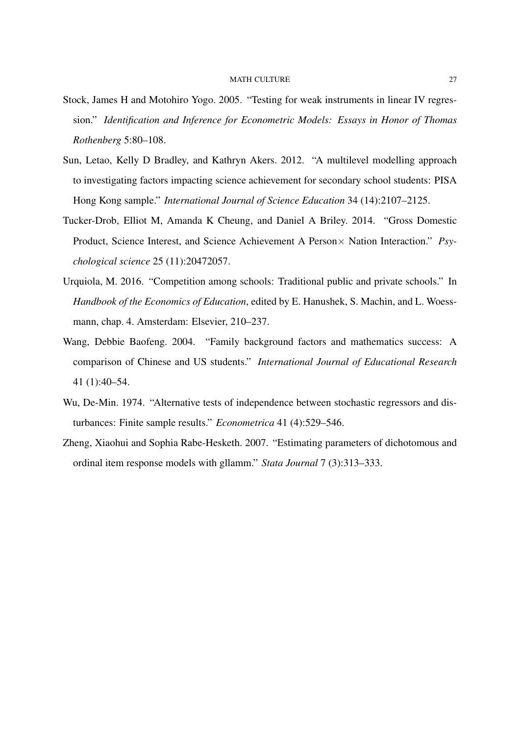Stock, James H and Motohiro Yogo. 2005. "Testing for weak instruments in linear IV regression." *Identification and Inference for Econometric Models: Essays in Honor of Thomas Rothenberg* 5:80–108.

Sun, Letao, Kelly D Bradley, and Kathryn Akers. 2012. "A multilevel modelling approach to investigating factors impacting science achievement for secondary school students: PISA Hong Kong sample." *International Journal of Science Education* 34 (14):2107–2125.

Tucker-Drob, Elliot M, Amanda K Cheung, and Daniel A Briley. 2014. "Gross Domestic Product, Science Interest, and Science Achievement A Person× Nation Interaction." *Psychological science* 25 (11):20472057.

Urquiola, M. 2016. "Competition among schools: Traditional public and private schools." In *Handbook of the Economics of Education*, edited by E. Hanushek, S. Machin, and L. Woessmann, chap. 4. Amsterdam: Elsevier, 210–237.

Wang, Debbie Baofeng. 2004. "Family background factors and mathematics success: A comparison of Chinese and US students." *International Journal of Educational Research* 41 (1):40–54.

Wu, De-Min. 1974. "Alternative tests of independence between stochastic regressors and disturbances: Finite sample results." *Econometrica* 41 (4):529–546.

Zheng, Xiaohui and Sophia Rabe-Hesketh. 2007. "Estimating parameters of dichotomous and ordinal item response models with gllamm." *Stata Journal* 7 (3):313–333.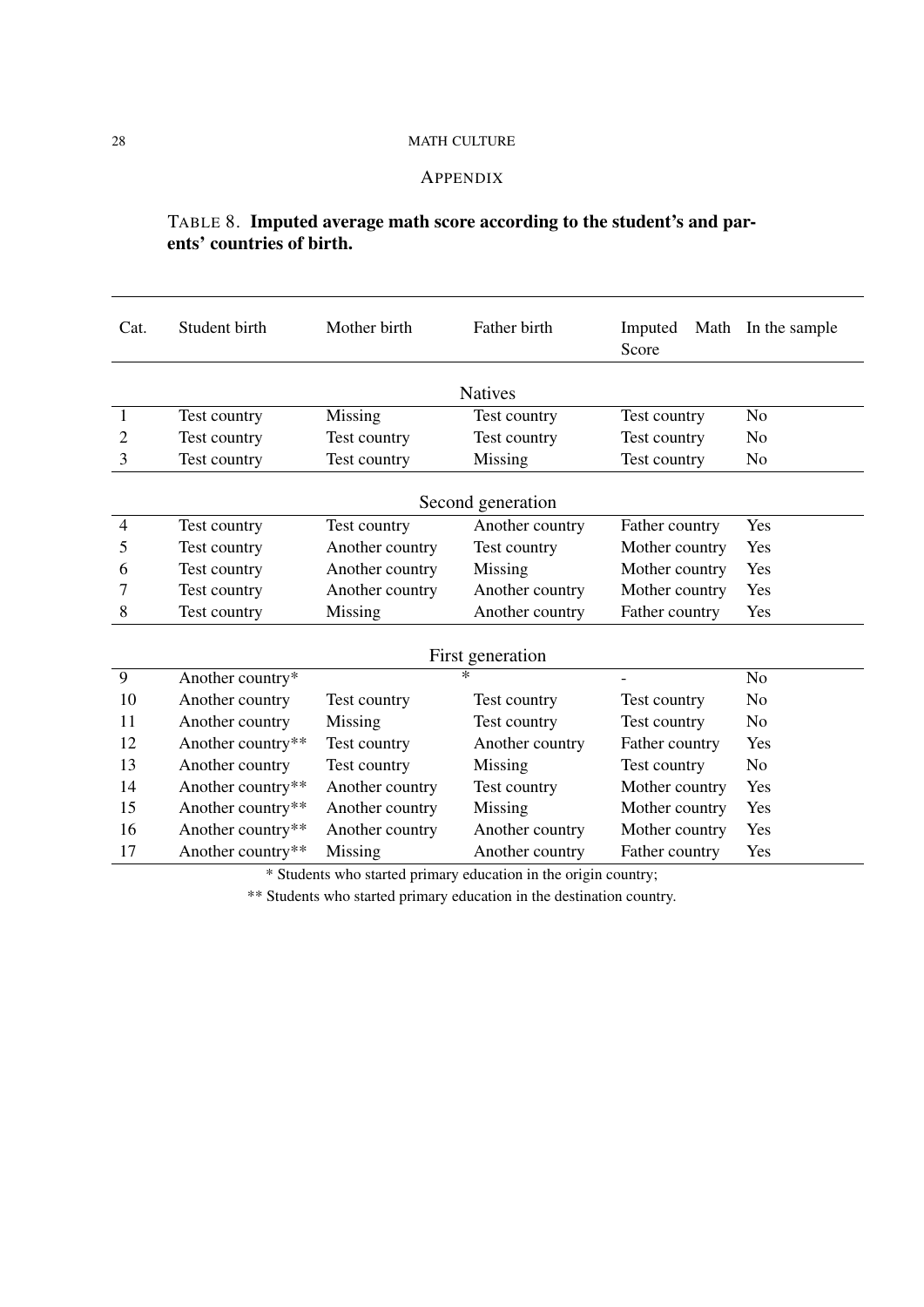## Appendix

TABLE 8. **Imputed average math score according to the student's and parents' countries of birth.**

| Cat. | Student birth | Mother birth | Father birth | Imputed Math Score | In the sample |
|---|---|---|---|---|---|
| | | | Natives | | |
| 1 | Test country | Missing | Test country | Test country | No |
| 2 | Test country | Test country | Test country | Test country | No |
| 3 | Test country | Test country | Missing | Test country | No |
| | | | Second generation | | |
| 4 | Test country | Test country | Another country | Father country | Yes |
| 5 | Test country | Another country | Test country | Mother country | Yes |
| 6 | Test country | Another country | Missing | Mother country | Yes |
| 7 | Test country | Another country | Another country | Mother country | Yes |
| 8 | Test country | Missing | Another country | Father country | Yes |
| | | | First generation | | |
| 9 | Another country* | * | | - | No |
| 10 | Another country | Test country | Test country | Test country | No |
| 11 | Another country | Missing | Test country | Test country | No |
| 12 | Another country** | Test country | Another country | Father country | Yes |
| 13 | Another country | Test country | Missing | Test country | No |
| 14 | Another country** | Another country | Test country | Mother country | Yes |
| 15 | Another country** | Another country | Missing | Mother country | Yes |
| 16 | Another country** | Another country | Another country | Mother country | Yes |
| 17 | Another country** | Missing | Another country | Father country | Yes |

\* Students who started primary education in the origin country;

\*\* Students who started primary education in the destination country.